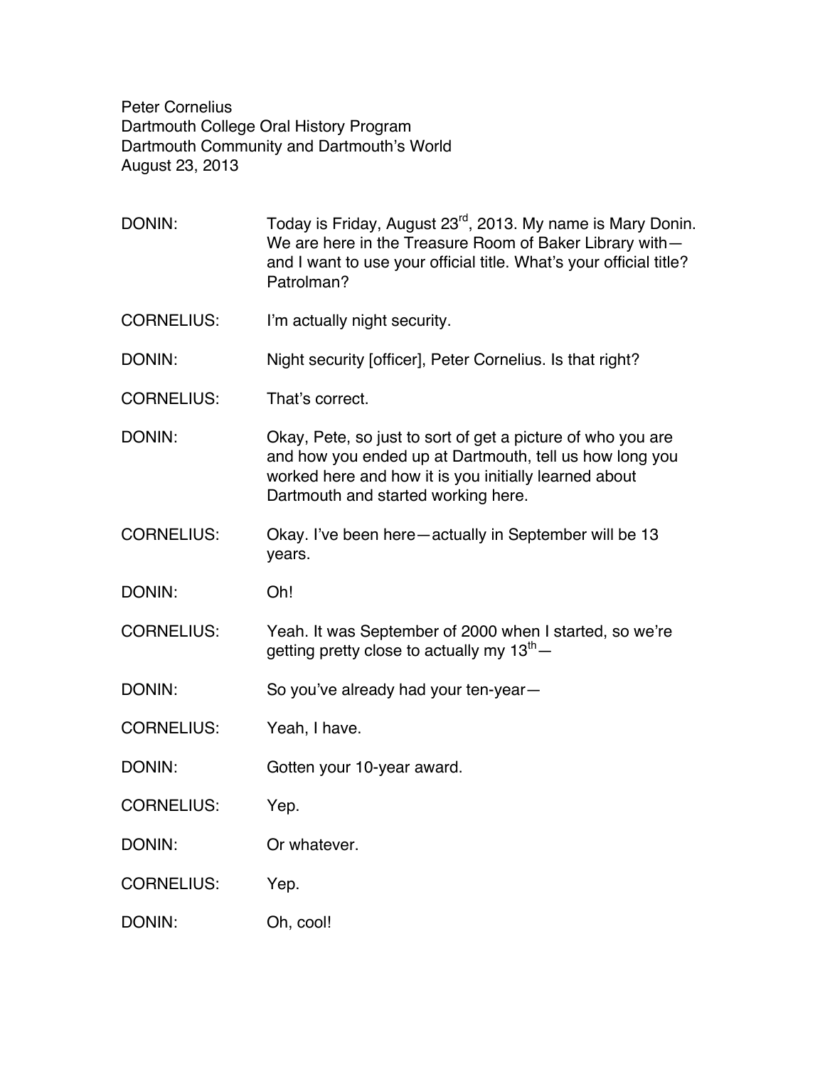Peter Cornelius
Dartmouth College Oral History Program
Dartmouth Community and Dartmouth's World
August 23, 2013

DONIN: Today is Friday, August 23rd, 2013. My name is Mary Donin. We are here in the Treasure Room of Baker Library with—and I want to use your official title. What's your official title? Patrolman?

CORNELIUS: I'm actually night security.

DONIN: Night security [officer], Peter Cornelius. Is that right?

CORNELIUS: That's correct.

DONIN: Okay, Pete, so just to sort of get a picture of who you are and how you ended up at Dartmouth, tell us how long you worked here and how it is you initially learned about Dartmouth and started working here.

CORNELIUS: Okay. I've been here—actually in September will be 13 years.

DONIN: Oh!

CORNELIUS: Yeah. It was September of 2000 when I started, so we're getting pretty close to actually my 13th—

DONIN: So you've already had your ten-year—

CORNELIUS: Yeah, I have.

DONIN: Gotten your 10-year award.

CORNELIUS: Yep.

DONIN: Or whatever.

CORNELIUS: Yep.

DONIN: Oh, cool!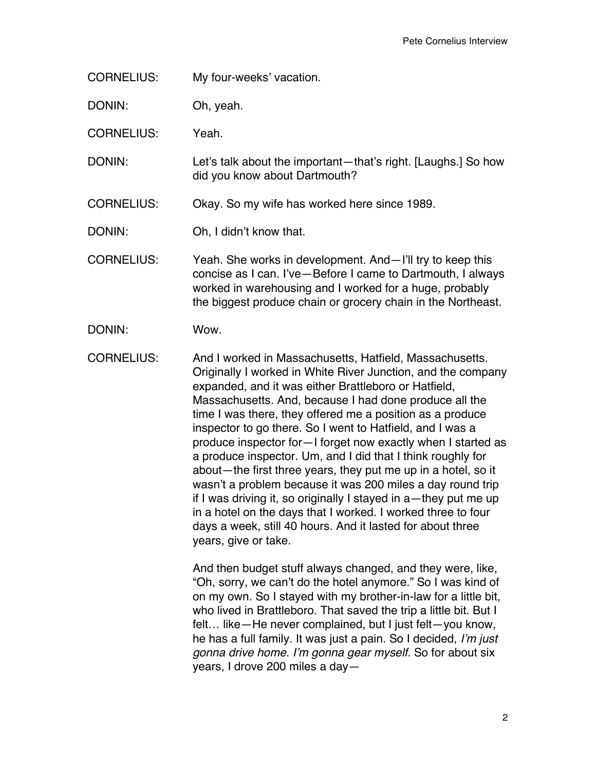CORNELIUS: My four-weeks' vacation.

DONIN: Oh, yeah.

CORNELIUS: Yeah.

DONIN: Let's talk about the important—that's right. [Laughs.] So how did you know about Dartmouth?

CORNELIUS: Okay. So my wife has worked here since 1989.

DONIN: Oh, I didn't know that.

CORNELIUS: Yeah. She works in development. And—I'll try to keep this concise as I can. I've—Before I came to Dartmouth, I always worked in warehousing and I worked for a huge, probably the biggest produce chain or grocery chain in the Northeast.

DONIN: Wow.

CORNELIUS: And I worked in Massachusetts, Hatfield, Massachusetts. Originally I worked in White River Junction, and the company expanded, and it was either Brattleboro or Hatfield, Massachusetts. And, because I had done produce all the time I was there, they offered me a position as a produce inspector to go there. So I went to Hatfield, and I was a produce inspector for—I forget now exactly when I started as a produce inspector. Um, and I did that I think roughly for about—the first three years, they put me up in a hotel, so it wasn't a problem because it was 200 miles a day round trip if I was driving it, so originally I stayed in a—they put me up in a hotel on the days that I worked. I worked three to four days a week, still 40 hours. And it lasted for about three years, give or take.

And then budget stuff always changed, and they were, like, "Oh, sorry, we can't do the hotel anymore." So I was kind of on my own. So I stayed with my brother-in-law for a little bit, who lived in Brattleboro. That saved the trip a little bit. But I felt… like—He never complained, but I just felt—you know, he has a full family. It was just a pain. So I decided, *I'm just gonna drive home. I'm gonna gear myself.* So for about six years, I drove 200 miles a day—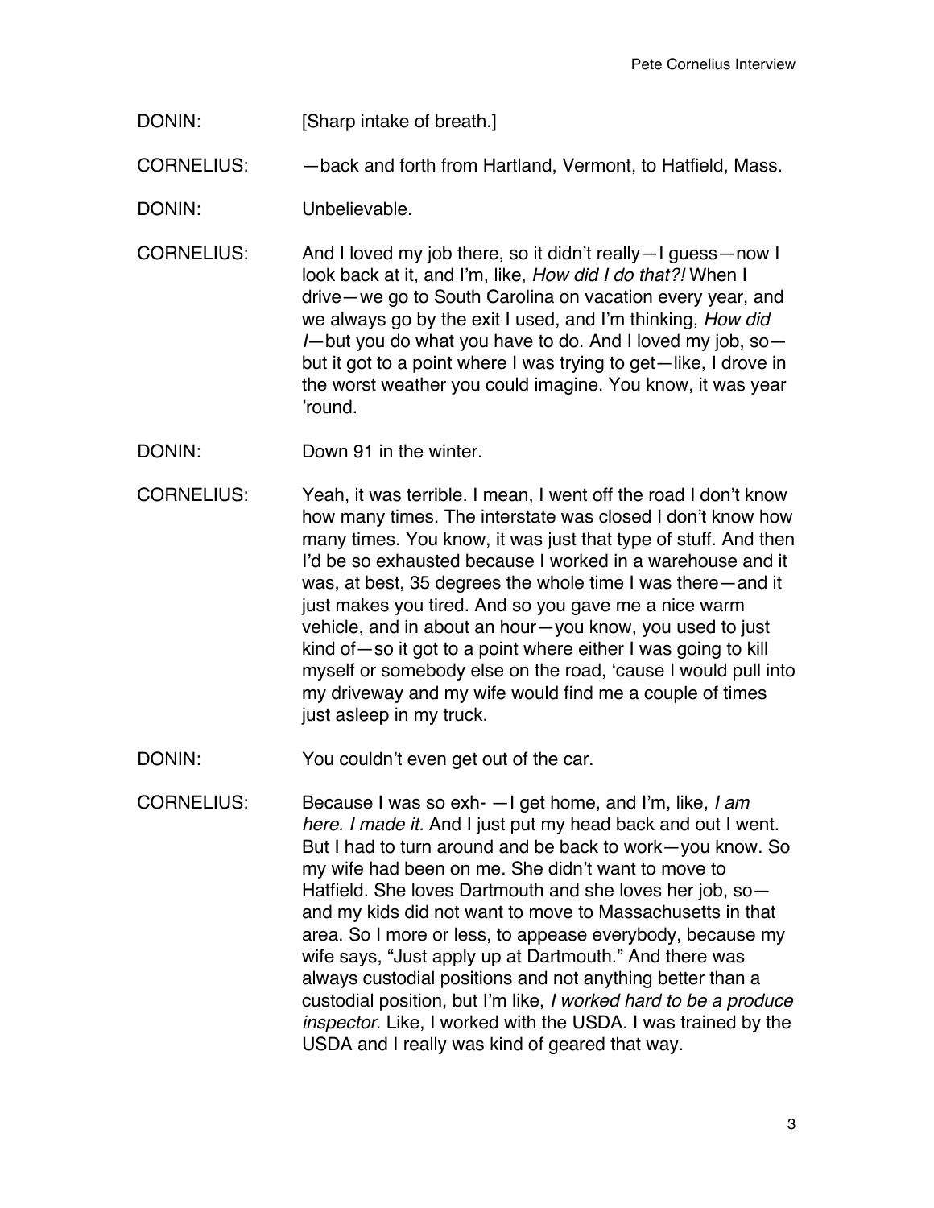DONIN: [Sharp intake of breath.]

CORNELIUS: —back and forth from Hartland, Vermont, to Hatfield, Mass.

DONIN: Unbelievable.

CORNELIUS: And I loved my job there, so it didn't really—I guess—now I look back at it, and I'm, like, *How did I do that?!* When I drive—we go to South Carolina on vacation every year, and we always go by the exit I used, and I'm thinking, *How did I*—but you do what you have to do. And I loved my job, so—but it got to a point where I was trying to get—like, I drove in the worst weather you could imagine. You know, it was year 'round.

DONIN: Down 91 in the winter.

CORNELIUS: Yeah, it was terrible. I mean, I went off the road I don't know how many times. The interstate was closed I don't know how many times. You know, it was just that type of stuff. And then I'd be so exhausted because I worked in a warehouse and it was, at best, 35 degrees the whole time I was there—and it just makes you tired. And so you gave me a nice warm vehicle, and in about an hour—you know, you used to just kind of—so it got to a point where either I was going to kill myself or somebody else on the road, 'cause I would pull into my driveway and my wife would find me a couple of times just asleep in my truck.

DONIN: You couldn't even get out of the car.

CORNELIUS: Because I was so exh- —I get home, and I'm, like, *I am here. I made it.* And I just put my head back and out I went. But I had to turn around and be back to work—you know. So my wife had been on me. She didn't want to move to Hatfield. She loves Dartmouth and she loves her job, so—and my kids did not want to move to Massachusetts in that area. So I more or less, to appease everybody, because my wife says, "Just apply up at Dartmouth." And there was always custodial positions and not anything better than a custodial position, but I'm like, *I worked hard to be a produce inspector*. Like, I worked with the USDA. I was trained by the USDA and I really was kind of geared that way.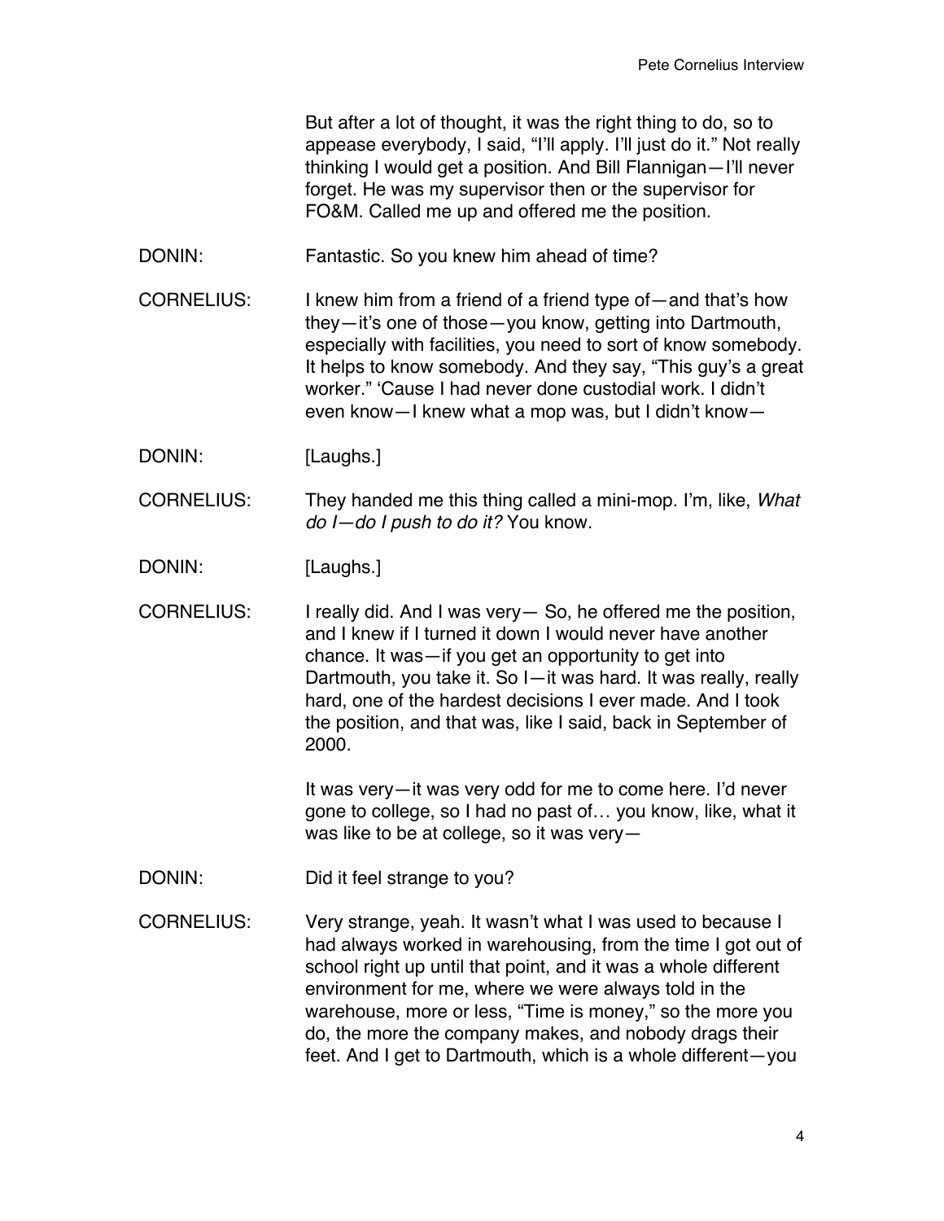But after a lot of thought, it was the right thing to do, so to appease everybody, I said, "I'll apply. I'll just do it." Not really thinking I would get a position. And Bill Flannigan—I'll never forget. He was my supervisor then or the supervisor for FO&M. Called me up and offered me the position.

DONIN: Fantastic. So you knew him ahead of time?

CORNELIUS: I knew him from a friend of a friend type of—and that's how they—it's one of those—you know, getting into Dartmouth, especially with facilities, you need to sort of know somebody. It helps to know somebody. And they say, "This guy's a great worker." 'Cause I had never done custodial work. I didn't even know—I knew what a mop was, but I didn't know—

DONIN: [Laughs.]

CORNELIUS: They handed me this thing called a mini-mop. I'm, like, *What do I—do I push to do it?* You know.

DONIN: [Laughs.]

CORNELIUS: I really did. And I was very— So, he offered me the position, and I knew if I turned it down I would never have another chance. It was—if you get an opportunity to get into Dartmouth, you take it. So I—it was hard. It was really, really hard, one of the hardest decisions I ever made. And I took the position, and that was, like I said, back in September of 2000.

It was very—it was very odd for me to come here. I'd never gone to college, so I had no past of… you know, like, what it was like to be at college, so it was very—

DONIN: Did it feel strange to you?

CORNELIUS: Very strange, yeah. It wasn't what I was used to because I had always worked in warehousing, from the time I got out of school right up until that point, and it was a whole different environment for me, where we were always told in the warehouse, more or less, "Time is money," so the more you do, the more the company makes, and nobody drags their feet. And I get to Dartmouth, which is a whole different—you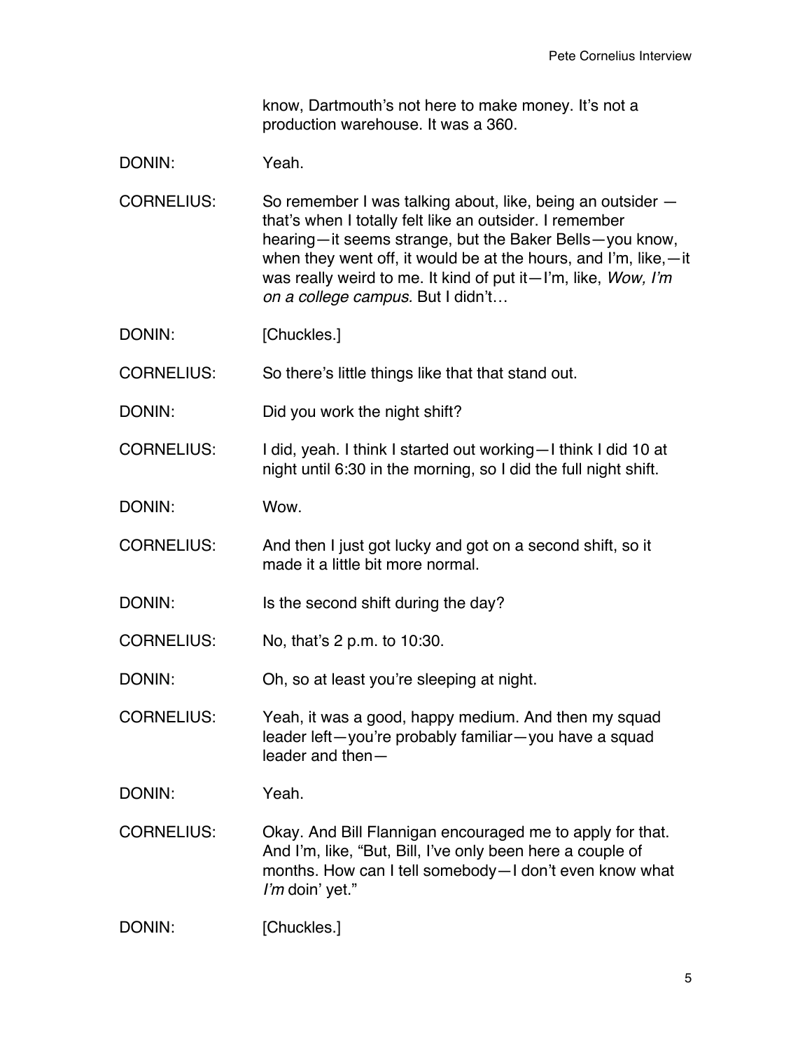know, Dartmouth's not here to make money. It's not a production warehouse. It was a 360.

DONIN: Yeah.

CORNELIUS: So remember I was talking about, like, being an outsider — that's when I totally felt like an outsider. I remember hearing—it seems strange, but the Baker Bells—you know, when they went off, it would be at the hours, and I'm, like,—it was really weird to me. It kind of put it—I'm, like, *Wow, I'm on a college campus.* But I didn't…

DONIN: [Chuckles.]

CORNELIUS: So there's little things like that that stand out.

DONIN: Did you work the night shift?

CORNELIUS: I did, yeah. I think I started out working—I think I did 10 at night until 6:30 in the morning, so I did the full night shift.

DONIN: Wow.

CORNELIUS: And then I just got lucky and got on a second shift, so it made it a little bit more normal.

DONIN: Is the second shift during the day?

CORNELIUS: No, that's 2 p.m. to 10:30.

DONIN: Oh, so at least you're sleeping at night.

CORNELIUS: Yeah, it was a good, happy medium. And then my squad leader left—you're probably familiar—you have a squad leader and then—

DONIN: Yeah.

CORNELIUS: Okay. And Bill Flannigan encouraged me to apply for that. And I'm, like, "But, Bill, I've only been here a couple of months. How can I tell somebody—I don't even know what *I'm* doin' yet."

DONIN: [Chuckles.]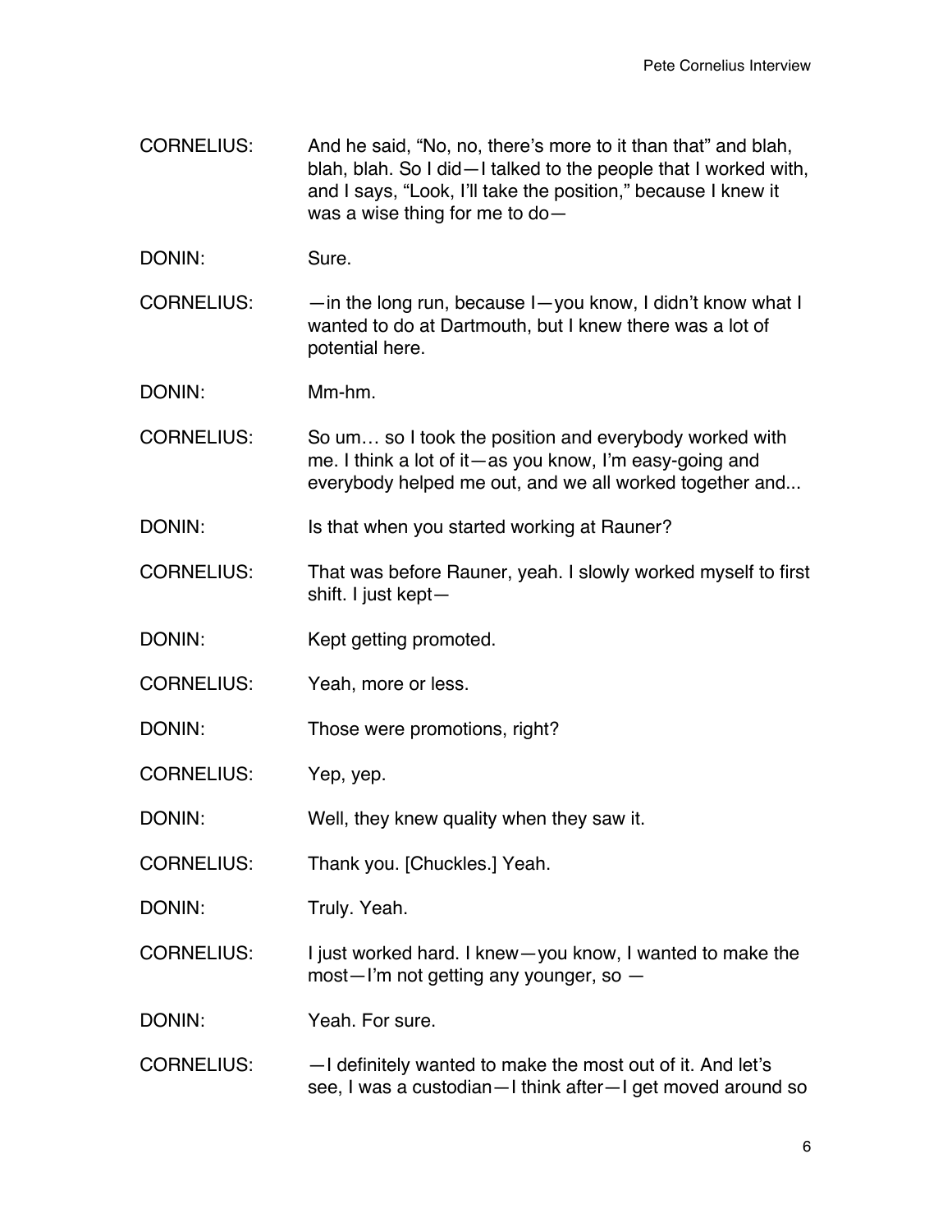CORNELIUS: And he said, "No, no, there's more to it than that" and blah, blah, blah. So I did—I talked to the people that I worked with, and I says, "Look, I'll take the position," because I knew it was a wise thing for me to do—

DONIN: Sure.

CORNELIUS: —in the long run, because I—you know, I didn't know what I wanted to do at Dartmouth, but I knew there was a lot of potential here.

DONIN: Mm-hm.

CORNELIUS: So um… so I took the position and everybody worked with me. I think a lot of it—as you know, I'm easy-going and everybody helped me out, and we all worked together and...

DONIN: Is that when you started working at Rauner?

CORNELIUS: That was before Rauner, yeah. I slowly worked myself to first shift. I just kept—

DONIN: Kept getting promoted.

CORNELIUS: Yeah, more or less.

DONIN: Those were promotions, right?

CORNELIUS: Yep, yep.

DONIN: Well, they knew quality when they saw it.

CORNELIUS: Thank you. [Chuckles.] Yeah.

DONIN: Truly. Yeah.

CORNELIUS: I just worked hard. I knew—you know, I wanted to make the most—I'm not getting any younger, so —

DONIN: Yeah. For sure.

CORNELIUS: —I definitely wanted to make the most out of it. And let's see, I was a custodian—I think after—I get moved around so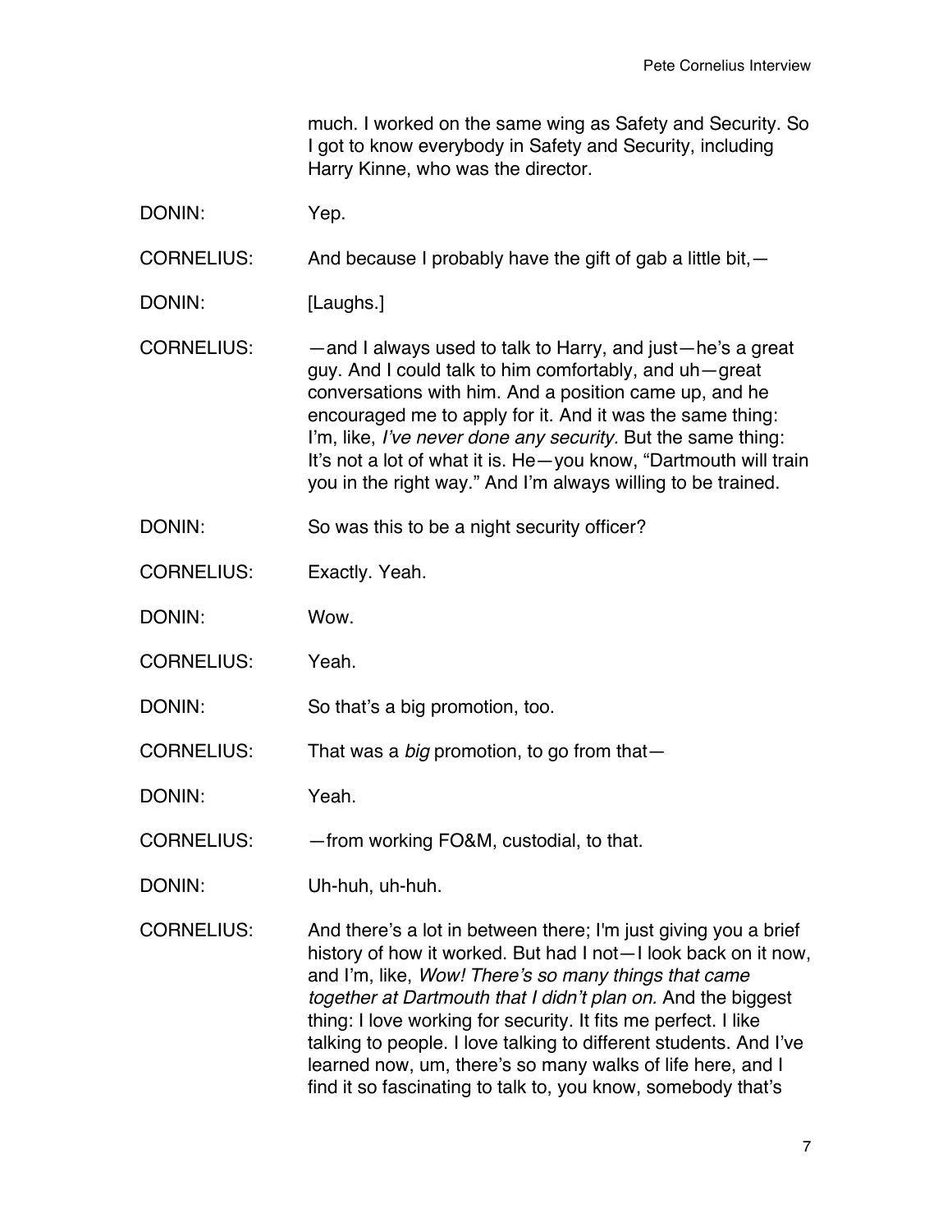much. I worked on the same wing as Safety and Security. So I got to know everybody in Safety and Security, including Harry Kinne, who was the director.

DONIN: Yep.

CORNELIUS: And because I probably have the gift of gab a little bit,—

DONIN: [Laughs.]

CORNELIUS: —and I always used to talk to Harry, and just—he's a great guy. And I could talk to him comfortably, and uh—great conversations with him. And a position came up, and he encouraged me to apply for it. And it was the same thing: I'm, like, *I've never done any security.* But the same thing: It's not a lot of what it is. He—you know, "Dartmouth will train you in the right way." And I'm always willing to be trained.

DONIN: So was this to be a night security officer?

CORNELIUS: Exactly. Yeah.

DONIN: Wow.

CORNELIUS: Yeah.

DONIN: So that's a big promotion, too.

CORNELIUS: That was a *big* promotion, to go from that—

DONIN: Yeah.

CORNELIUS: —from working FO&M, custodial, to that.

DONIN: Uh-huh, uh-huh.

CORNELIUS: And there's a lot in between there; I'm just giving you a brief history of how it worked. But had I not—I look back on it now, and I'm, like, *Wow! There's so many things that came together at Dartmouth that I didn't plan on.* And the biggest thing: I love working for security. It fits me perfect. I like talking to people. I love talking to different students. And I've learned now, um, there's so many walks of life here, and I find it so fascinating to talk to, you know, somebody that's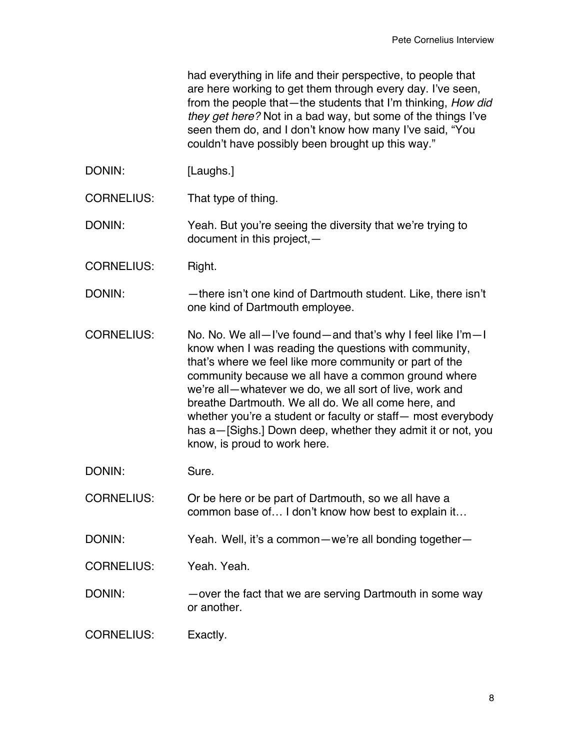had everything in life and their perspective, to people that are here working to get them through every day. I've seen, from the people that—the students that I'm thinking, *How did they get here?* Not in a bad way, but some of the things I've seen them do, and I don't know how many I've said, "You couldn't have possibly been brought up this way."

DONIN: [Laughs.]

CORNELIUS: That type of thing.

DONIN: Yeah. But you're seeing the diversity that we're trying to document in this project,—

CORNELIUS: Right.

DONIN: —there isn't one kind of Dartmouth student. Like, there isn't one kind of Dartmouth employee.

CORNELIUS: No. No. We all—I've found—and that's why I feel like I'm—I know when I was reading the questions with community, that's where we feel like more community or part of the community because we all have a common ground where we're all—whatever we do, we all sort of live, work and breathe Dartmouth. We all do. We all come here, and whether you're a student or faculty or staff— most everybody has a—[Sighs.] Down deep, whether they admit it or not, you know, is proud to work here.

DONIN: Sure.

CORNELIUS: Or be here or be part of Dartmouth, so we all have a common base of… I don't know how best to explain it…

DONIN: Yeah. Well, it's a common—we're all bonding together—

CORNELIUS: Yeah. Yeah.

DONIN: —over the fact that we are serving Dartmouth in some way or another.

CORNELIUS: Exactly.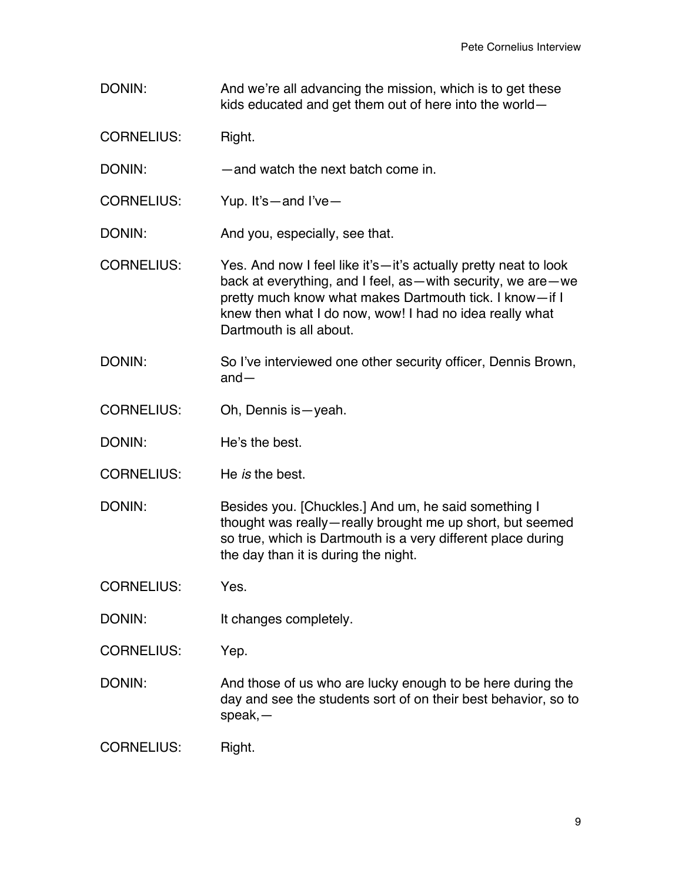DONIN: And we're all advancing the mission, which is to get these kids educated and get them out of here into the world—

CORNELIUS: Right.

DONIN: —and watch the next batch come in.

CORNELIUS: Yup. It's—and I've—

DONIN: And you, especially, see that.

CORNELIUS: Yes. And now I feel like it's—it's actually pretty neat to look back at everything, and I feel, as—with security, we are—we pretty much know what makes Dartmouth tick. I know—if I knew then what I do now, wow! I had no idea really what Dartmouth is all about.

DONIN: So I've interviewed one other security officer, Dennis Brown, and—

CORNELIUS: Oh, Dennis is—yeah.

DONIN: He's the best.

CORNELIUS: He *is* the best.

DONIN: Besides you. [Chuckles.] And um, he said something I thought was really—really brought me up short, but seemed so true, which is Dartmouth is a very different place during the day than it is during the night.

CORNELIUS: Yes.

DONIN: It changes completely.

CORNELIUS: Yep.

DONIN: And those of us who are lucky enough to be here during the day and see the students sort of on their best behavior, so to speak,—

CORNELIUS: Right.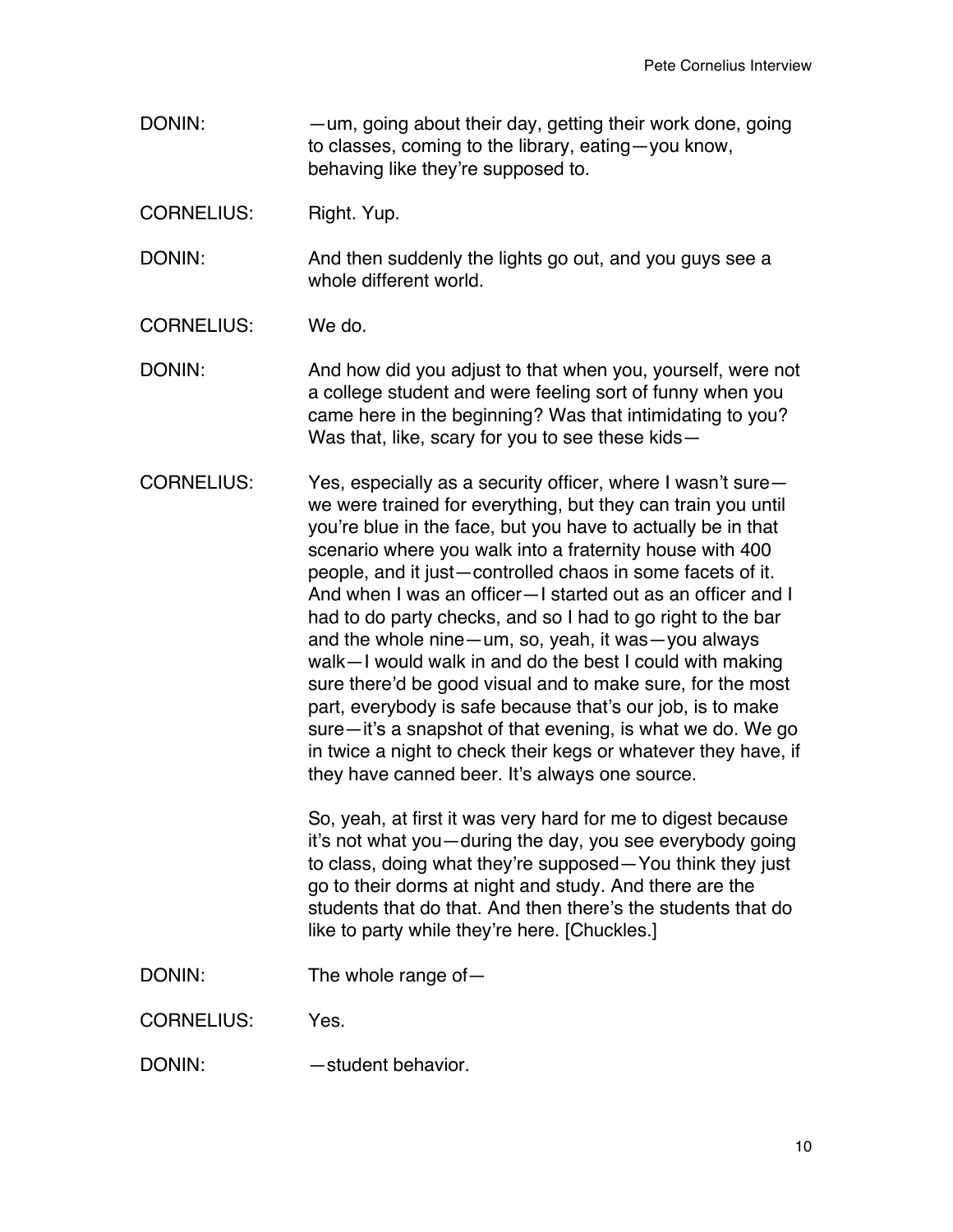DONIN: —um, going about their day, getting their work done, going to classes, coming to the library, eating—you know, behaving like they're supposed to.

CORNELIUS: Right. Yup.

DONIN: And then suddenly the lights go out, and you guys see a whole different world.

CORNELIUS: We do.

DONIN: And how did you adjust to that when you, yourself, were not a college student and were feeling sort of funny when you came here in the beginning? Was that intimidating to you? Was that, like, scary for you to see these kids—

CORNELIUS: Yes, especially as a security officer, where I wasn't sure—we were trained for everything, but they can train you until you're blue in the face, but you have to actually be in that scenario where you walk into a fraternity house with 400 people, and it just—controlled chaos in some facets of it. And when I was an officer—I started out as an officer and I had to do party checks, and so I had to go right to the bar and the whole nine—um, so, yeah, it was—you always walk—I would walk in and do the best I could with making sure there'd be good visual and to make sure, for the most part, everybody is safe because that's our job, is to make sure—it's a snapshot of that evening, is what we do. We go in twice a night to check their kegs or whatever they have, if they have canned beer. It's always one source.

So, yeah, at first it was very hard for me to digest because it's not what you—during the day, you see everybody going to class, doing what they're supposed—You think they just go to their dorms at night and study. And there are the students that do that. And then there's the students that do like to party while they're here. [Chuckles.]

DONIN: The whole range of—

CORNELIUS: Yes.

DONIN: —student behavior.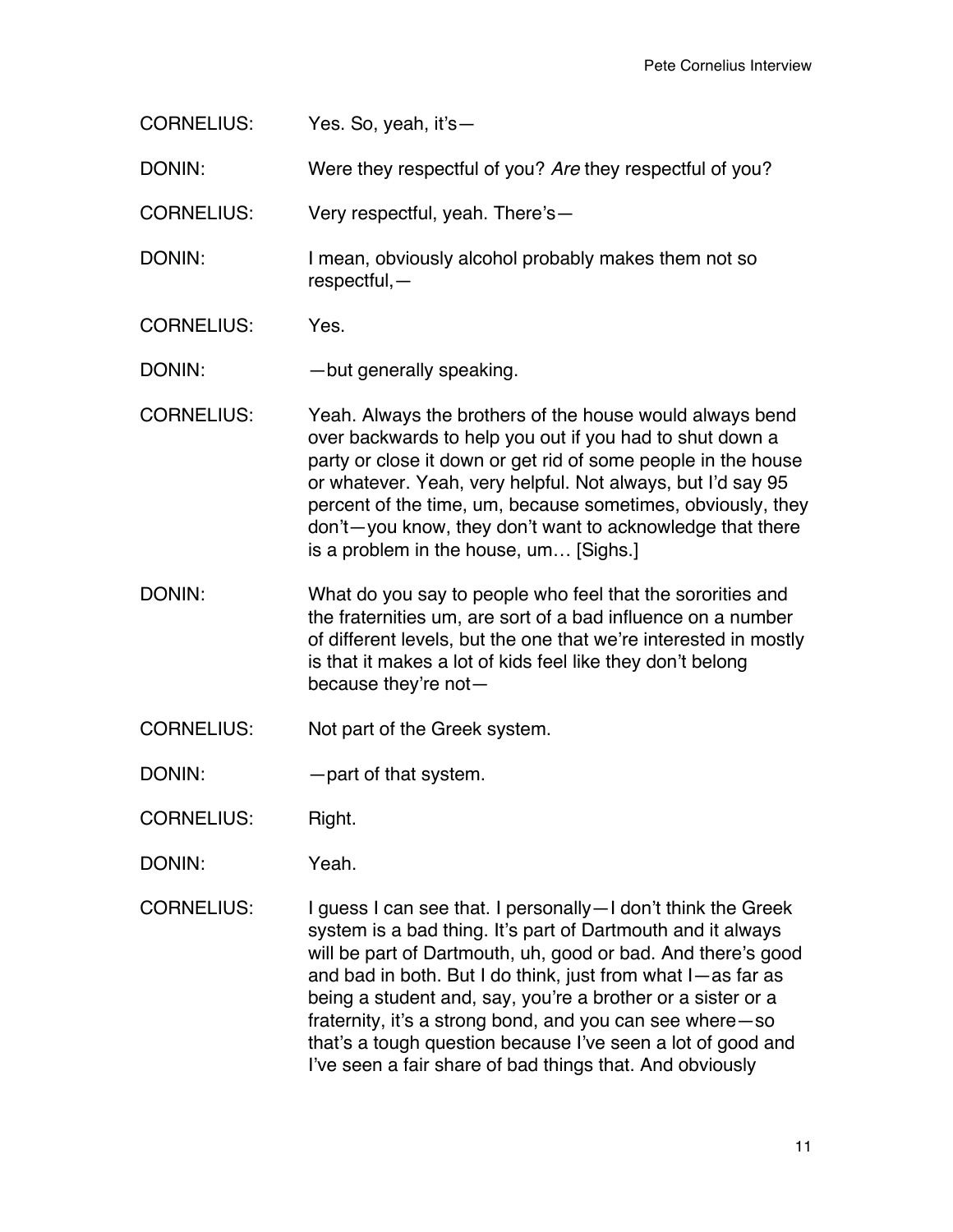CORNELIUS: Yes. So, yeah, it's—

DONIN: Were they respectful of you? *Are* they respectful of you?

CORNELIUS: Very respectful, yeah. There's—

DONIN: I mean, obviously alcohol probably makes them not so respectful,—

CORNELIUS: Yes.

DONIN: —but generally speaking.

CORNELIUS: Yeah. Always the brothers of the house would always bend over backwards to help you out if you had to shut down a party or close it down or get rid of some people in the house or whatever. Yeah, very helpful. Not always, but I'd say 95 percent of the time, um, because sometimes, obviously, they don't—you know, they don't want to acknowledge that there is a problem in the house, um… [Sighs.]

DONIN: What do you say to people who feel that the sororities and the fraternities um, are sort of a bad influence on a number of different levels, but the one that we're interested in mostly is that it makes a lot of kids feel like they don't belong because they're not—

CORNELIUS: Not part of the Greek system.

DONIN: —part of that system.

CORNELIUS: Right.

DONIN: Yeah.

CORNELIUS: I guess I can see that. I personally—I don't think the Greek system is a bad thing. It's part of Dartmouth and it always will be part of Dartmouth, uh, good or bad. And there's good and bad in both. But I do think, just from what I—as far as being a student and, say, you're a brother or a sister or a fraternity, it's a strong bond, and you can see where—so that's a tough question because I've seen a lot of good and I've seen a fair share of bad things that. And obviously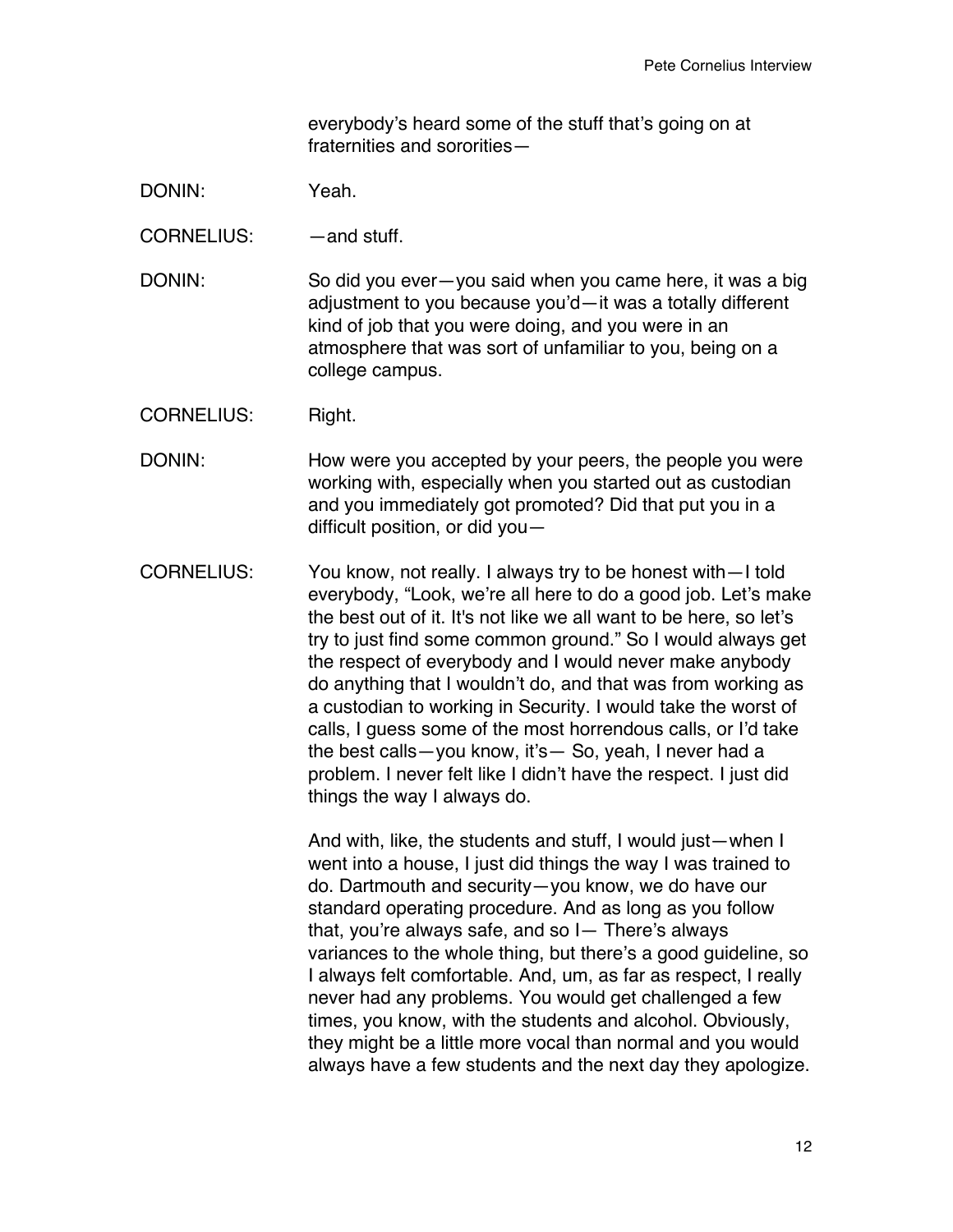everybody's heard some of the stuff that's going on at fraternities and sororities—

DONIN: Yeah.

CORNELIUS: —and stuff.

DONIN: So did you ever—you said when you came here, it was a big adjustment to you because you'd—it was a totally different kind of job that you were doing, and you were in an atmosphere that was sort of unfamiliar to you, being on a college campus.

CORNELIUS: Right.

DONIN: How were you accepted by your peers, the people you were working with, especially when you started out as custodian and you immediately got promoted? Did that put you in a difficult position, or did you—

CORNELIUS: You know, not really. I always try to be honest with—I told everybody, "Look, we're all here to do a good job. Let's make the best out of it. It's not like we all want to be here, so let's try to just find some common ground." So I would always get the respect of everybody and I would never make anybody do anything that I wouldn't do, and that was from working as a custodian to working in Security. I would take the worst of calls, I guess some of the most horrendous calls, or I'd take the best calls—you know, it's— So, yeah, I never had a problem. I never felt like I didn't have the respect. I just did things the way I always do.

And with, like, the students and stuff, I would just—when I went into a house, I just did things the way I was trained to do. Dartmouth and security—you know, we do have our standard operating procedure. And as long as you follow that, you're always safe, and so I— There's always variances to the whole thing, but there's a good guideline, so I always felt comfortable. And, um, as far as respect, I really never had any problems. You would get challenged a few times, you know, with the students and alcohol. Obviously, they might be a little more vocal than normal and you would always have a few students and the next day they apologize.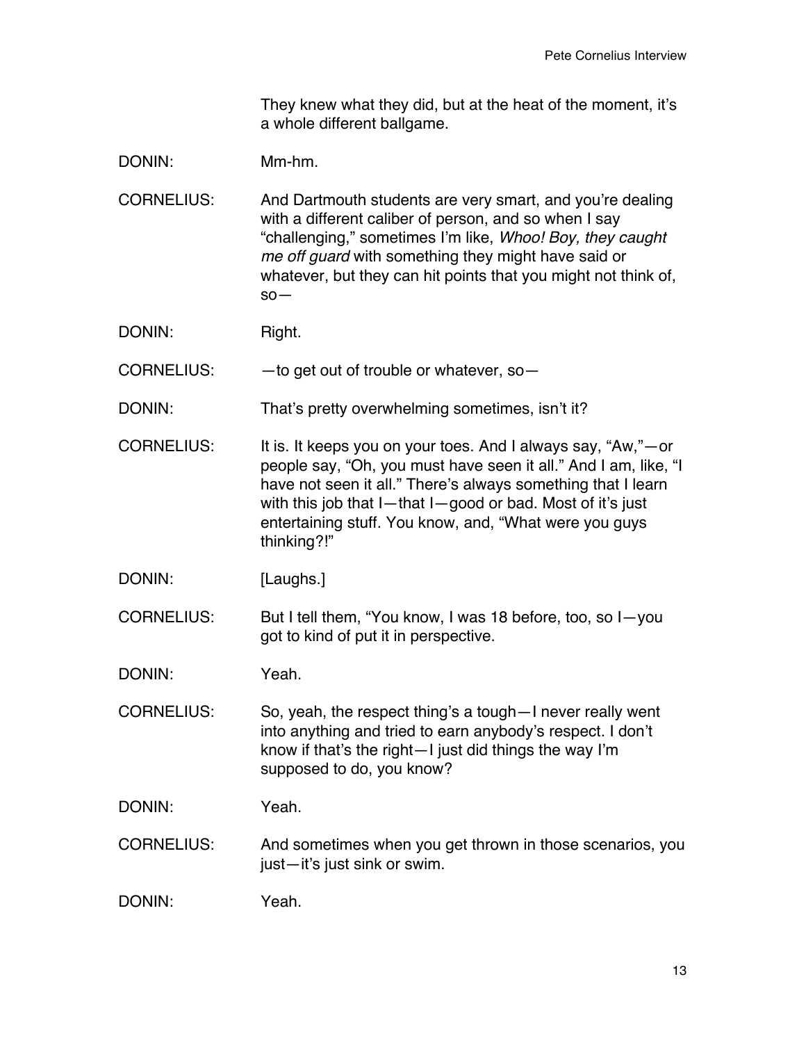They knew what they did, but at the heat of the moment, it's a whole different ballgame.

DONIN: Mm-hm.

CORNELIUS: And Dartmouth students are very smart, and you're dealing with a different caliber of person, and so when I say "challenging," sometimes I'm like, *Whoo! Boy, they caught me off guard* with something they might have said or whatever, but they can hit points that you might not think of, so—

DONIN: Right.

CORNELIUS: —to get out of trouble or whatever, so—

DONIN: That's pretty overwhelming sometimes, isn't it?

CORNELIUS: It is. It keeps you on your toes. And I always say, "Aw,"—or people say, "Oh, you must have seen it all." And I am, like, "I have not seen it all." There's always something that I learn with this job that I—that I—good or bad. Most of it's just entertaining stuff. You know, and, "What were you guys thinking?!"

DONIN: [Laughs.]

CORNELIUS: But I tell them, "You know, I was 18 before, too, so I—you got to kind of put it in perspective.

DONIN: Yeah.

CORNELIUS: So, yeah, the respect thing's a tough—I never really went into anything and tried to earn anybody's respect. I don't know if that's the right—I just did things the way I'm supposed to do, you know?

DONIN: Yeah.

CORNELIUS: And sometimes when you get thrown in those scenarios, you just—it's just sink or swim.

DONIN: Yeah.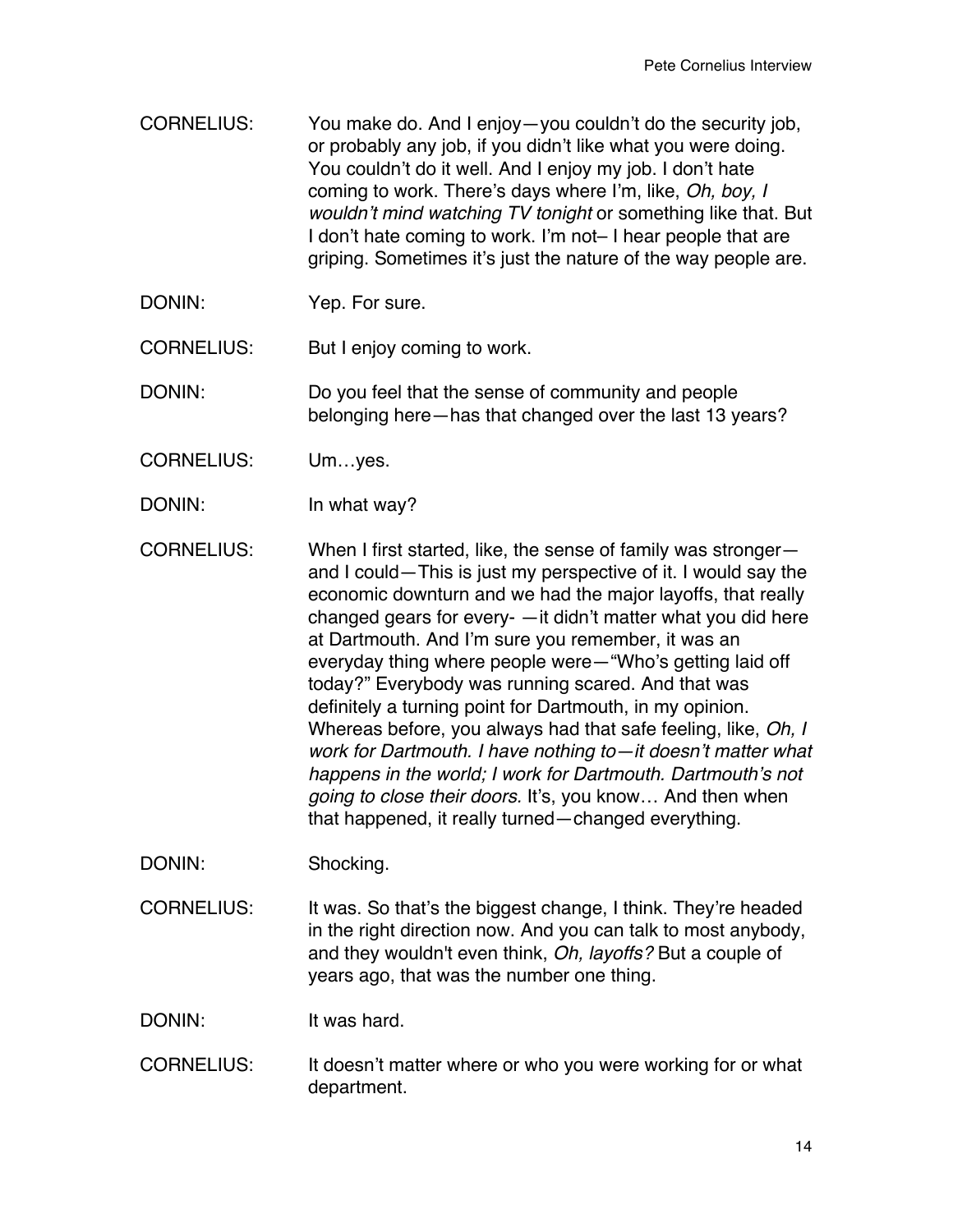CORNELIUS: You make do. And I enjoy—you couldn't do the security job, or probably any job, if you didn't like what you were doing. You couldn't do it well. And I enjoy my job. I don't hate coming to work. There's days where I'm, like, *Oh, boy, I wouldn't mind watching TV tonight* or something like that. But I don't hate coming to work. I'm not– I hear people that are griping. Sometimes it's just the nature of the way people are.

DONIN: Yep. For sure.

CORNELIUS: But I enjoy coming to work.

DONIN: Do you feel that the sense of community and people belonging here—has that changed over the last 13 years?

CORNELIUS: Um…yes.

DONIN: In what way?

CORNELIUS: When I first started, like, the sense of family was stronger—and I could—This is just my perspective of it. I would say the economic downturn and we had the major layoffs, that really changed gears for every- —it didn't matter what you did here at Dartmouth. And I'm sure you remember, it was an everyday thing where people were—"Who's getting laid off today?" Everybody was running scared. And that was definitely a turning point for Dartmouth, in my opinion. Whereas before, you always had that safe feeling, like, *Oh, I work for Dartmouth. I have nothing to—it doesn't matter what happens in the world; I work for Dartmouth. Dartmouth's not going to close their doors.* It's, you know… And then when that happened, it really turned—changed everything.

DONIN: Shocking.

CORNELIUS: It was. So that's the biggest change, I think. They're headed in the right direction now. And you can talk to most anybody, and they wouldn't even think, *Oh, layoffs?* But a couple of years ago, that was the number one thing.

DONIN: It was hard.

CORNELIUS: It doesn't matter where or who you were working for or what department.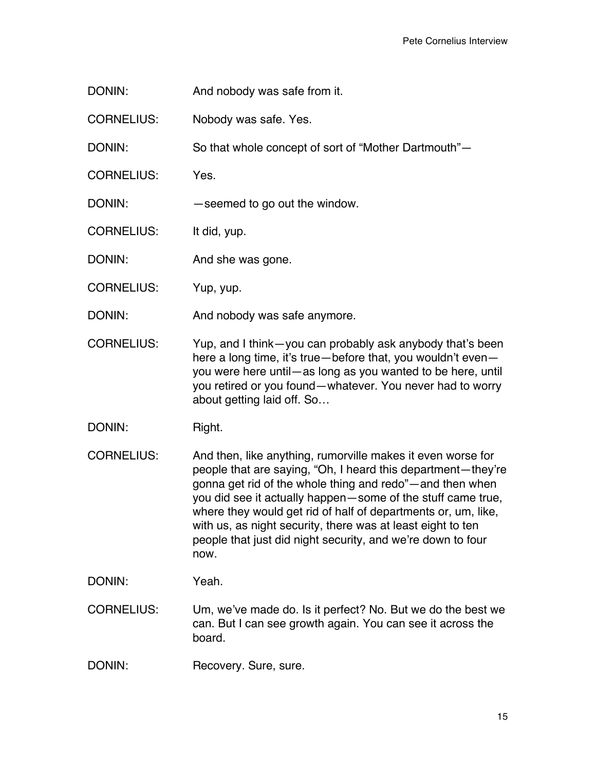DONIN: And nobody was safe from it.

CORNELIUS: Nobody was safe. Yes.

DONIN: So that whole concept of sort of "Mother Dartmouth"—

CORNELIUS: Yes.

DONIN: —seemed to go out the window.

CORNELIUS: It did, yup.

DONIN: And she was gone.

CORNELIUS: Yup, yup.

DONIN: And nobody was safe anymore.

CORNELIUS: Yup, and I think—you can probably ask anybody that's been here a long time, it's true—before that, you wouldn't even—you were here until—as long as you wanted to be here, until you retired or you found—whatever. You never had to worry about getting laid off. So…

DONIN: Right.

CORNELIUS: And then, like anything, rumorville makes it even worse for people that are saying, "Oh, I heard this department—they're gonna get rid of the whole thing and redo"—and then when you did see it actually happen—some of the stuff came true, where they would get rid of half of departments or, um, like, with us, as night security, there was at least eight to ten people that just did night security, and we're down to four now.

DONIN: Yeah.

CORNELIUS: Um, we've made do. Is it perfect? No. But we do the best we can. But I can see growth again. You can see it across the board.

DONIN: Recovery. Sure, sure.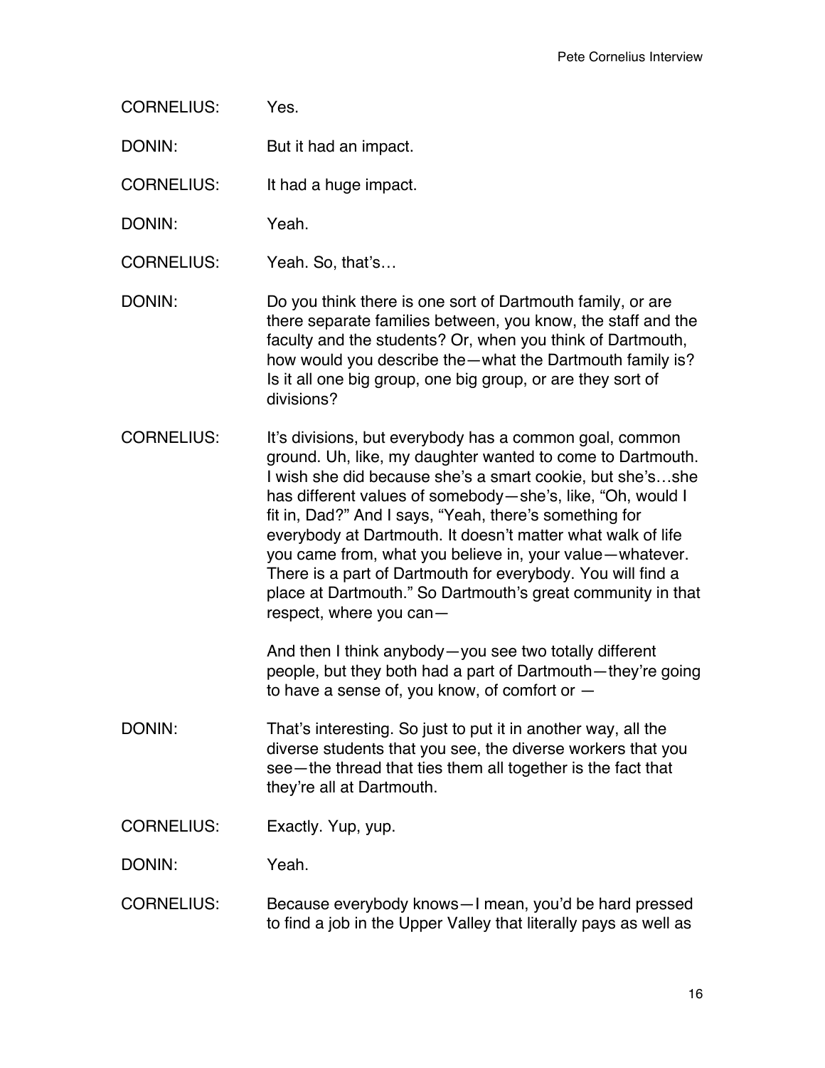CORNELIUS: Yes.

DONIN: But it had an impact.

CORNELIUS: It had a huge impact.

DONIN: Yeah.

CORNELIUS: Yeah. So, that's…

DONIN: Do you think there is one sort of Dartmouth family, or are there separate families between, you know, the staff and the faculty and the students? Or, when you think of Dartmouth, how would you describe the—what the Dartmouth family is? Is it all one big group, one big group, or are they sort of divisions?

CORNELIUS: It's divisions, but everybody has a common goal, common ground. Uh, like, my daughter wanted to come to Dartmouth. I wish she did because she's a smart cookie, but she's…she has different values of somebody—she's, like, "Oh, would I fit in, Dad?" And I says, "Yeah, there's something for everybody at Dartmouth. It doesn't matter what walk of life you came from, what you believe in, your value—whatever. There is a part of Dartmouth for everybody. You will find a place at Dartmouth." So Dartmouth's great community in that respect, where you can—

And then I think anybody—you see two totally different people, but they both had a part of Dartmouth—they're going to have a sense of, you know, of comfort or —

DONIN: That's interesting. So just to put it in another way, all the diverse students that you see, the diverse workers that you see—the thread that ties them all together is the fact that they're all at Dartmouth.

CORNELIUS: Exactly. Yup, yup.

DONIN: Yeah.

CORNELIUS: Because everybody knows—I mean, you'd be hard pressed to find a job in the Upper Valley that literally pays as well as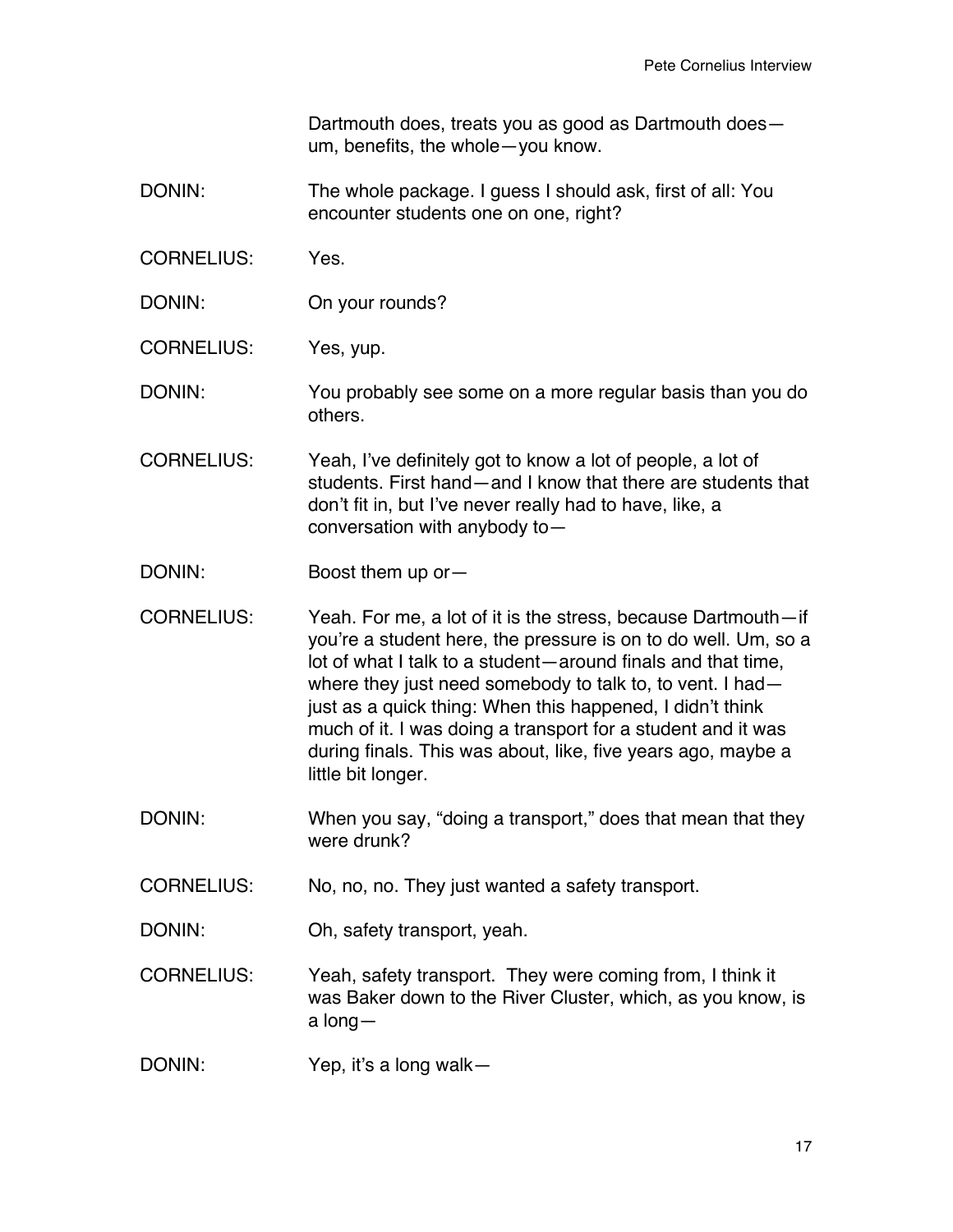Dartmouth does, treats you as good as Dartmouth does—um, benefits, the whole—you know.

DONIN: The whole package. I guess I should ask, first of all: You encounter students one on one, right?

CORNELIUS: Yes.

DONIN: On your rounds?

CORNELIUS: Yes, yup.

DONIN: You probably see some on a more regular basis than you do others.

CORNELIUS: Yeah, I've definitely got to know a lot of people, a lot of students. First hand—and I know that there are students that don't fit in, but I've never really had to have, like, a conversation with anybody to—

DONIN: Boost them up or—

CORNELIUS: Yeah. For me, a lot of it is the stress, because Dartmouth—if you're a student here, the pressure is on to do well. Um, so a lot of what I talk to a student—around finals and that time, where they just need somebody to talk to, to vent. I had—just as a quick thing: When this happened, I didn't think much of it. I was doing a transport for a student and it was during finals. This was about, like, five years ago, maybe a little bit longer.

DONIN: When you say, "doing a transport," does that mean that they were drunk?

CORNELIUS: No, no, no. They just wanted a safety transport.

DONIN: Oh, safety transport, yeah.

CORNELIUS: Yeah, safety transport. They were coming from, I think it was Baker down to the River Cluster, which, as you know, is a long—

DONIN: Yep, it's a long walk—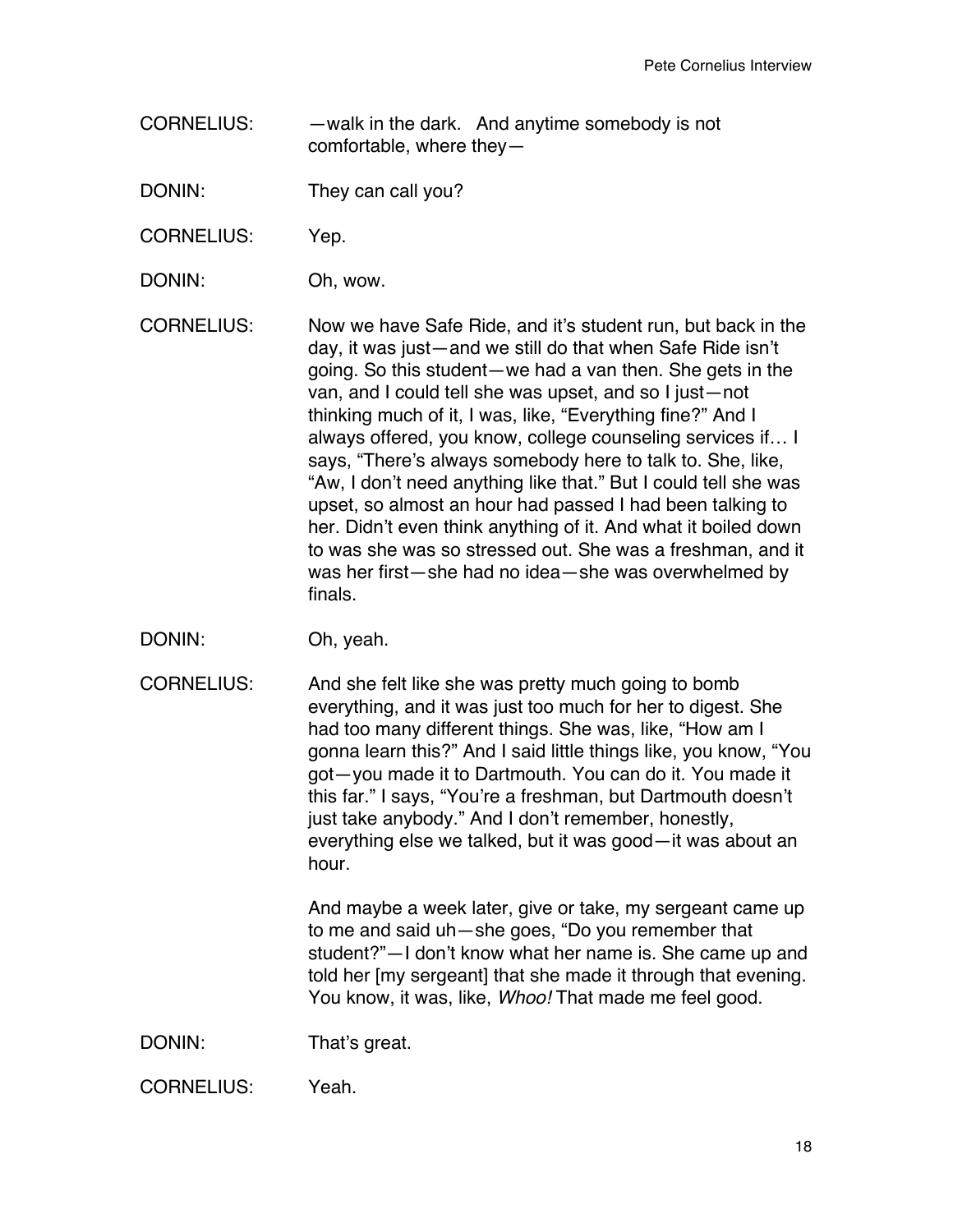CORNELIUS: —walk in the dark. And anytime somebody is not comfortable, where they—

DONIN: They can call you?

CORNELIUS: Yep.

DONIN: Oh, wow.

CORNELIUS: Now we have Safe Ride, and it's student run, but back in the day, it was just—and we still do that when Safe Ride isn't going. So this student—we had a van then. She gets in the van, and I could tell she was upset, and so I just—not thinking much of it, I was, like, "Everything fine?" And I always offered, you know, college counseling services if… I says, "There's always somebody here to talk to. She, like, "Aw, I don't need anything like that." But I could tell she was upset, so almost an hour had passed I had been talking to her. Didn't even think anything of it. And what it boiled down to was she was so stressed out. She was a freshman, and it was her first—she had no idea—she was overwhelmed by finals.

DONIN: Oh, yeah.

CORNELIUS: And she felt like she was pretty much going to bomb everything, and it was just too much for her to digest. She had too many different things. She was, like, "How am I gonna learn this?" And I said little things like, you know, "You got—you made it to Dartmouth. You can do it. You made it this far." I says, "You're a freshman, but Dartmouth doesn't just take anybody." And I don't remember, honestly, everything else we talked, but it was good—it was about an hour.

And maybe a week later, give or take, my sergeant came up to me and said uh—she goes, "Do you remember that student?"—I don't know what her name is. She came up and told her [my sergeant] that she made it through that evening. You know, it was, like, *Whoo!* That made me feel good.

DONIN: That's great.

CORNELIUS: Yeah.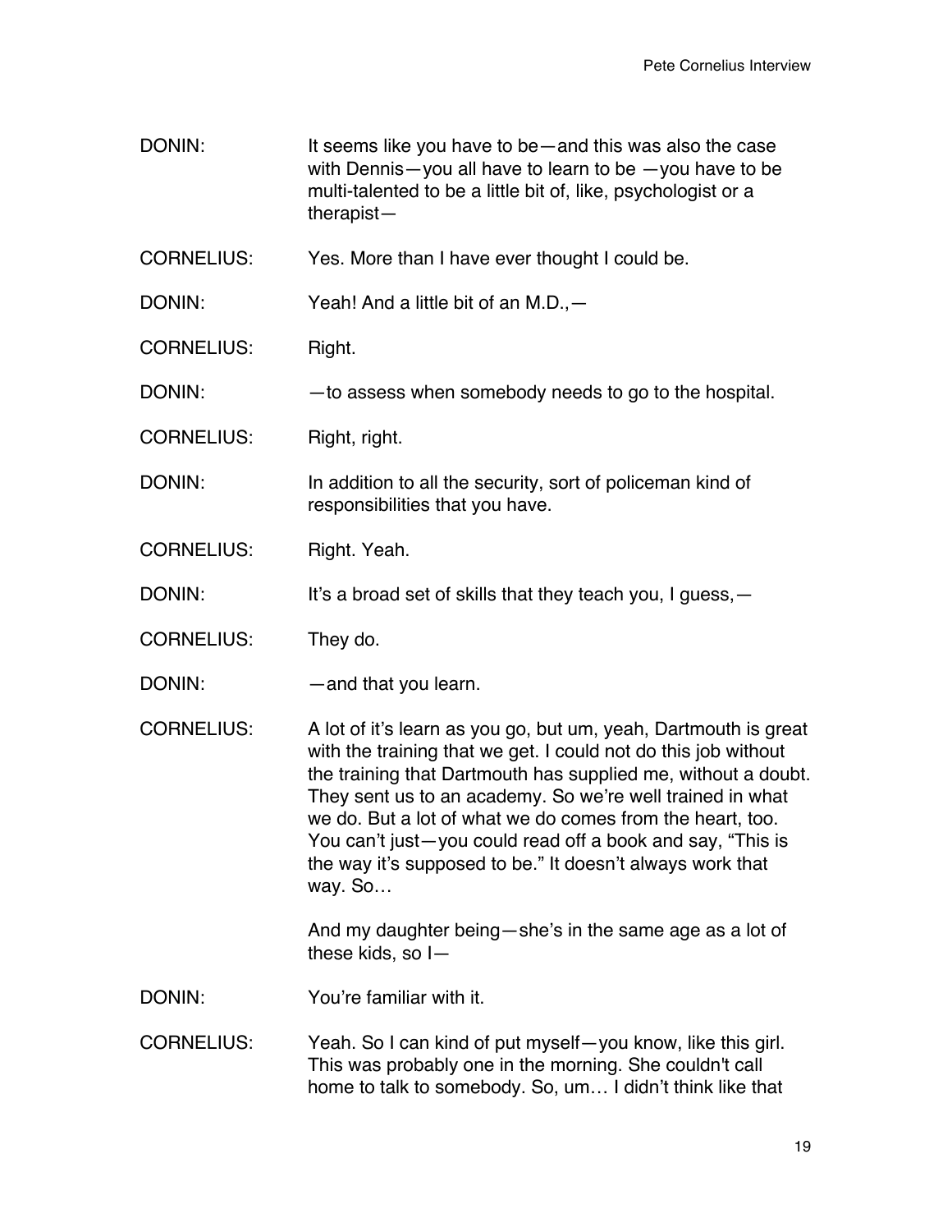DONIN: It seems like you have to be—and this was also the case with Dennis—you all have to learn to be —you have to be multi-talented to be a little bit of, like, psychologist or a therapist—

CORNELIUS: Yes. More than I have ever thought I could be.

DONIN: Yeah! And a little bit of an M.D.,—

CORNELIUS: Right.

DONIN: —to assess when somebody needs to go to the hospital.

CORNELIUS: Right, right.

DONIN: In addition to all the security, sort of policeman kind of responsibilities that you have.

CORNELIUS: Right. Yeah.

DONIN: It's a broad set of skills that they teach you, I guess,—

CORNELIUS: They do.

DONIN: —and that you learn.

CORNELIUS: A lot of it's learn as you go, but um, yeah, Dartmouth is great with the training that we get. I could not do this job without the training that Dartmouth has supplied me, without a doubt. They sent us to an academy. So we're well trained in what we do. But a lot of what we do comes from the heart, too. You can't just—you could read off a book and say, "This is the way it's supposed to be." It doesn't always work that way. So…

And my daughter being—she's in the same age as a lot of these kids, so I—

DONIN: You're familiar with it.

CORNELIUS: Yeah. So I can kind of put myself—you know, like this girl. This was probably one in the morning. She couldn't call home to talk to somebody. So, um… I didn't think like that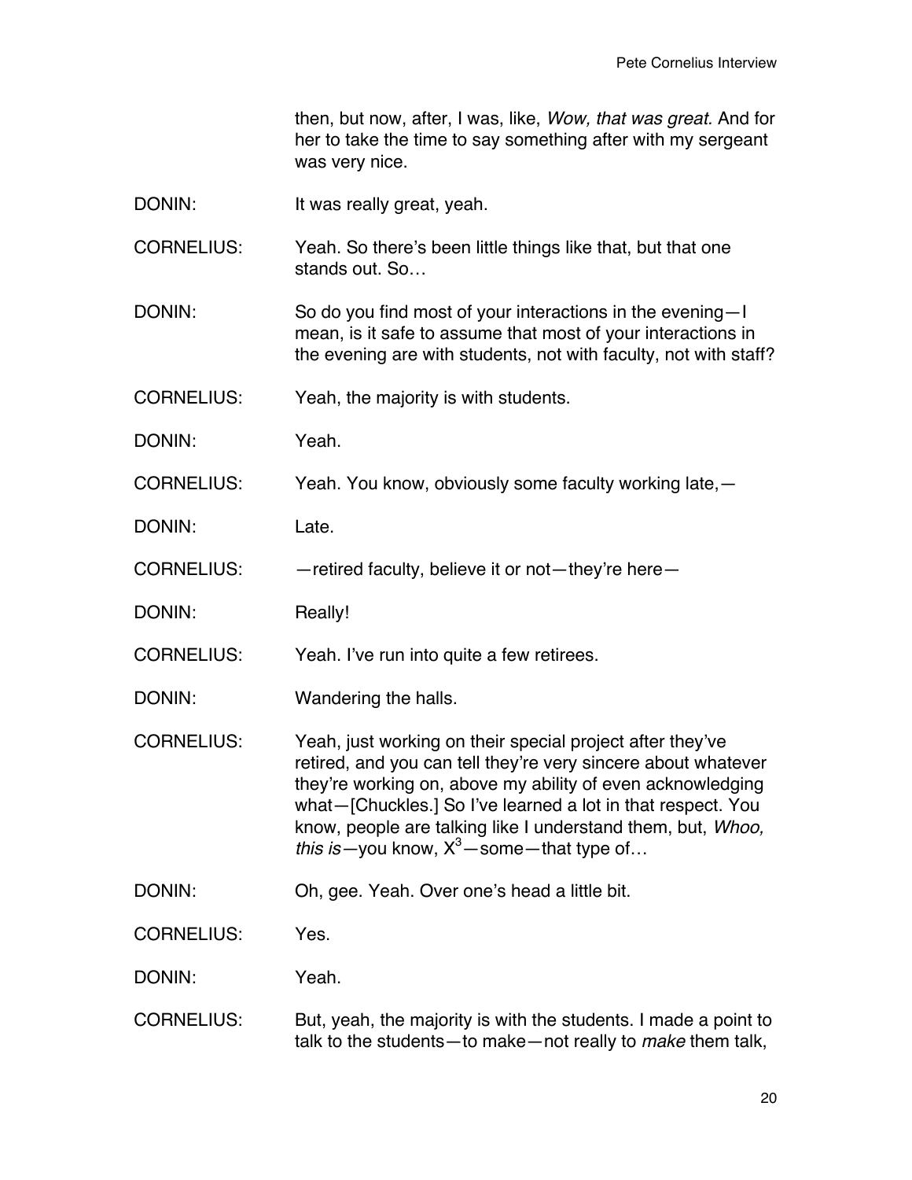then, but now, after, I was, like, *Wow, that was great*. And for her to take the time to say something after with my sergeant was very nice.

DONIN: It was really great, yeah.

CORNELIUS: Yeah. So there's been little things like that, but that one stands out. So…

DONIN: So do you find most of your interactions in the evening—I mean, is it safe to assume that most of your interactions in the evening are with students, not with faculty, not with staff?

CORNELIUS: Yeah, the majority is with students.

DONIN: Yeah.

CORNELIUS: Yeah. You know, obviously some faculty working late,—

DONIN: Late.

CORNELIUS: —retired faculty, believe it or not—they're here—

DONIN: Really!

CORNELIUS: Yeah. I've run into quite a few retirees.

DONIN: Wandering the halls.

CORNELIUS: Yeah, just working on their special project after they've retired, and you can tell they're very sincere about whatever they're working on, above my ability of even acknowledging what—[Chuckles.] So I've learned a lot in that respect. You know, people are talking like I understand them, but, *Whoo, this is*—you know, $X^3$—some—that type of…

DONIN: Oh, gee. Yeah. Over one's head a little bit.

CORNELIUS: Yes.

DONIN: Yeah.

CORNELIUS: But, yeah, the majority is with the students. I made a point to talk to the students—to make—not really to *make* them talk,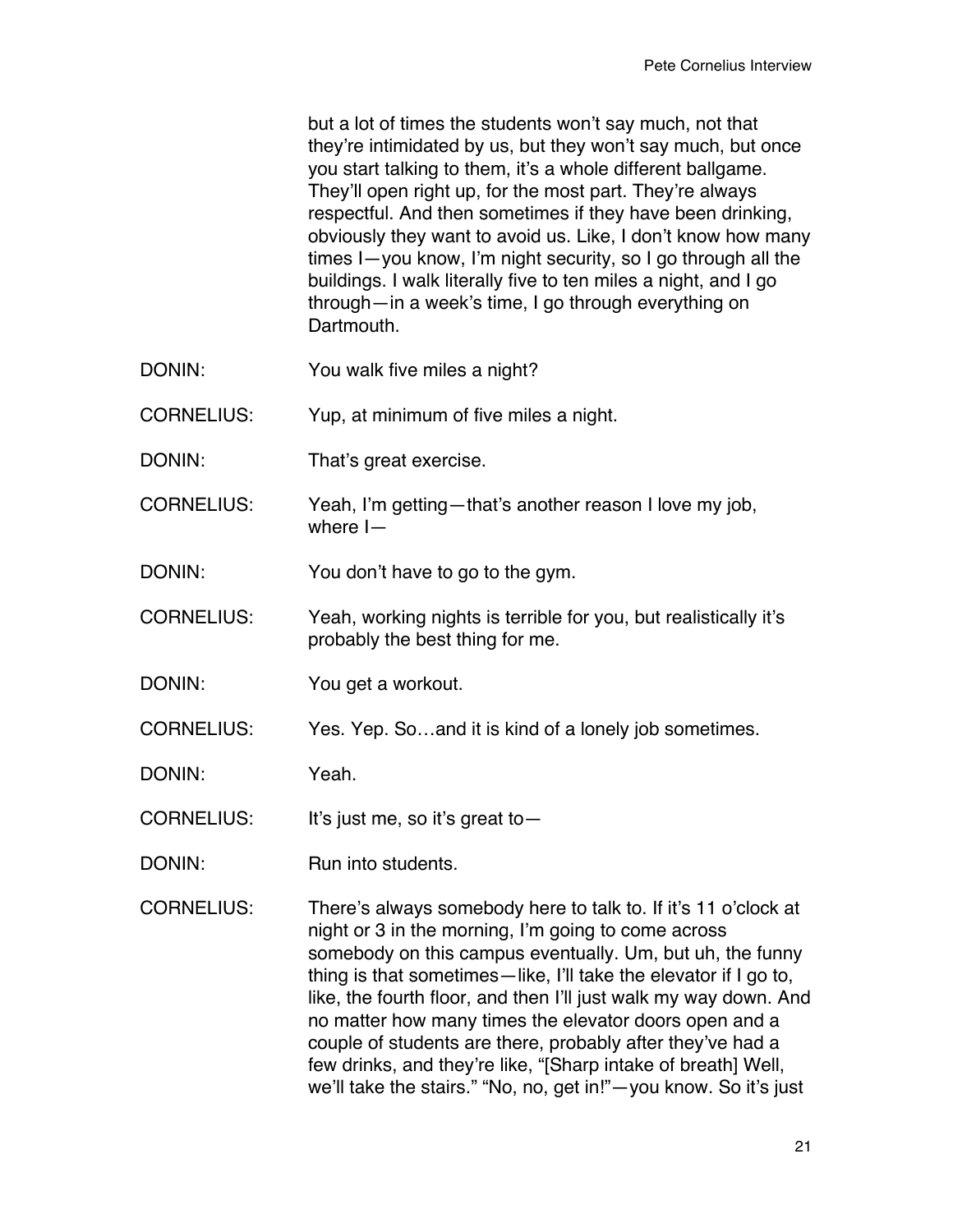but a lot of times the students won't say much, not that they're intimidated by us, but they won't say much, but once you start talking to them, it's a whole different ballgame. They'll open right up, for the most part. They're always respectful. And then sometimes if they have been drinking, obviously they want to avoid us. Like, I don't know how many times I—you know, I'm night security, so I go through all the buildings. I walk literally five to ten miles a night, and I go through—in a week's time, I go through everything on Dartmouth.

DONIN: You walk five miles a night?

CORNELIUS: Yup, at minimum of five miles a night.

DONIN: That's great exercise.

CORNELIUS: Yeah, I'm getting—that's another reason I love my job, where I—

DONIN: You don't have to go to the gym.

CORNELIUS: Yeah, working nights is terrible for you, but realistically it's probably the best thing for me.

DONIN: You get a workout.

CORNELIUS: Yes. Yep. So…and it is kind of a lonely job sometimes.

DONIN: Yeah.

CORNELIUS: It's just me, so it's great to—

DONIN: Run into students.

CORNELIUS: There's always somebody here to talk to. If it's 11 o'clock at night or 3 in the morning, I'm going to come across somebody on this campus eventually. Um, but uh, the funny thing is that sometimes—like, I'll take the elevator if I go to, like, the fourth floor, and then I'll just walk my way down. And no matter how many times the elevator doors open and a couple of students are there, probably after they've had a few drinks, and they're like, "[Sharp intake of breath] Well, we'll take the stairs." "No, no, get in!"—you know. So it's just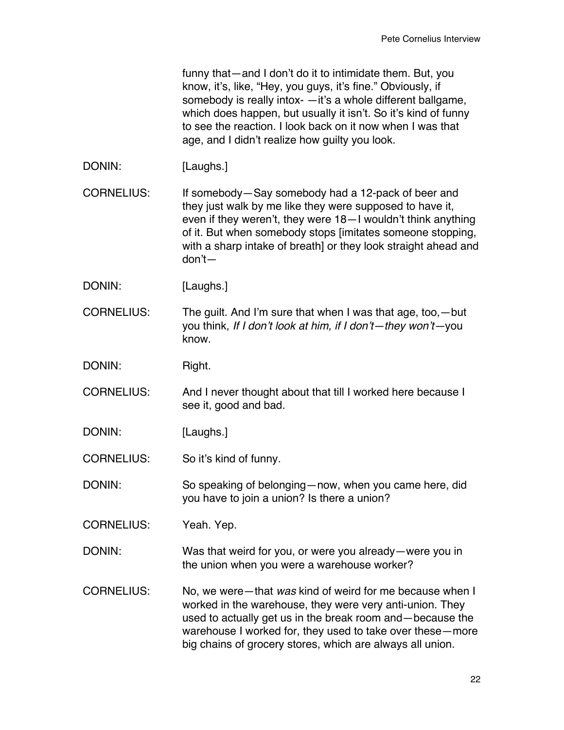funny that—and I don't do it to intimidate them. But, you know, it's, like, "Hey, you guys, it's fine." Obviously, if somebody is really intox- —it's a whole different ballgame, which does happen, but usually it isn't. So it's kind of funny to see the reaction. I look back on it now when I was that age, and I didn't realize how guilty you look.

DONIN: [Laughs.]

CORNELIUS: If somebody—Say somebody had a 12-pack of beer and they just walk by me like they were supposed to have it, even if they weren't, they were 18—I wouldn't think anything of it. But when somebody stops [imitates someone stopping, with a sharp intake of breath] or they look straight ahead and don't—

DONIN: [Laughs.]

CORNELIUS: The guilt. And I'm sure that when I was that age, too,—but you think, *If I don't look at him, if I don't—they won't*—you know.

DONIN: Right.

CORNELIUS: And I never thought about that till I worked here because I see it, good and bad.

DONIN: [Laughs.]

CORNELIUS: So it's kind of funny.

DONIN: So speaking of belonging—now, when you came here, did you have to join a union? Is there a union?

CORNELIUS: Yeah. Yep.

DONIN: Was that weird for you, or were you already—were you in the union when you were a warehouse worker?

CORNELIUS: No, we were—that *was* kind of weird for me because when I worked in the warehouse, they were very anti-union. They used to actually get us in the break room and—because the warehouse I worked for, they used to take over these—more big chains of grocery stores, which are always all union.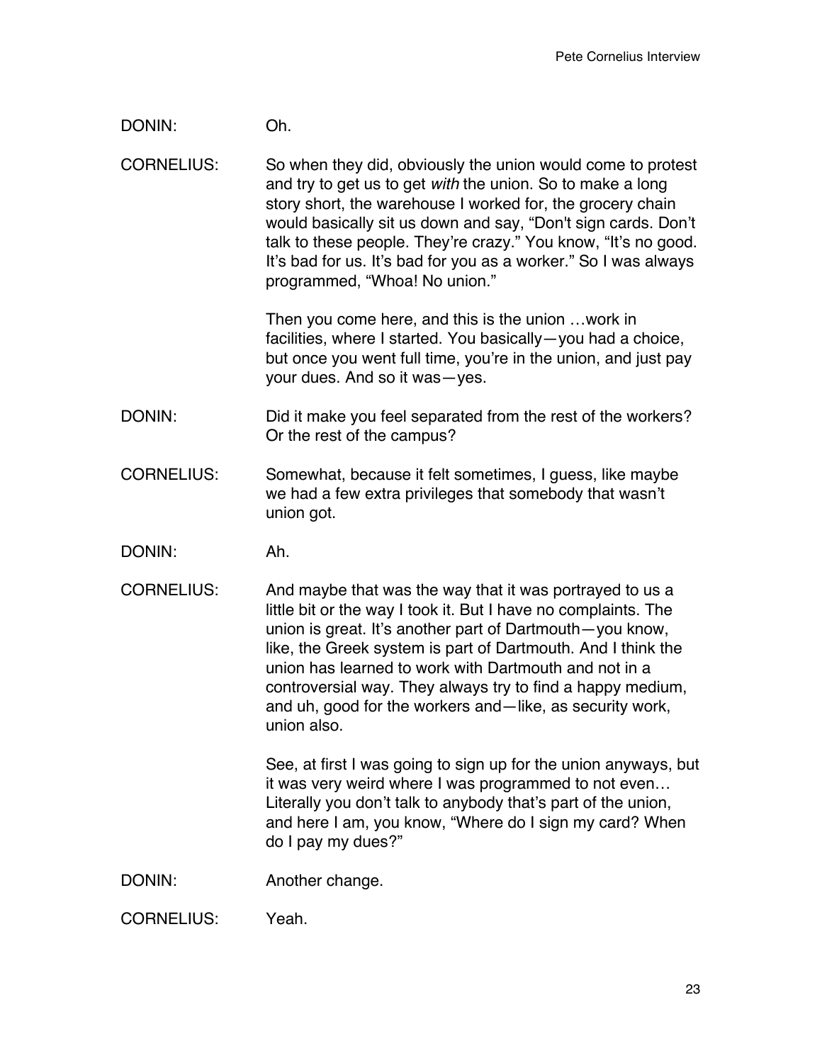DONIN: Oh.

CORNELIUS: So when they did, obviously the union would come to protest and try to get us to get *with* the union. So to make a long story short, the warehouse I worked for, the grocery chain would basically sit us down and say, "Don't sign cards. Don't talk to these people. They're crazy." You know, "It's no good. It's bad for us. It's bad for you as a worker." So I was always programmed, "Whoa! No union."

Then you come here, and this is the union …work in facilities, where I started. You basically—you had a choice, but once you went full time, you're in the union, and just pay your dues. And so it was—yes.

DONIN: Did it make you feel separated from the rest of the workers? Or the rest of the campus?

CORNELIUS: Somewhat, because it felt sometimes, I guess, like maybe we had a few extra privileges that somebody that wasn't union got.

DONIN: Ah.

CORNELIUS: And maybe that was the way that it was portrayed to us a little bit or the way I took it. But I have no complaints. The union is great. It's another part of Dartmouth—you know, like, the Greek system is part of Dartmouth. And I think the union has learned to work with Dartmouth and not in a controversial way. They always try to find a happy medium, and uh, good for the workers and—like, as security work, union also.

See, at first I was going to sign up for the union anyways, but it was very weird where I was programmed to not even… Literally you don't talk to anybody that's part of the union, and here I am, you know, "Where do I sign my card? When do I pay my dues?"

DONIN: Another change.

CORNELIUS: Yeah.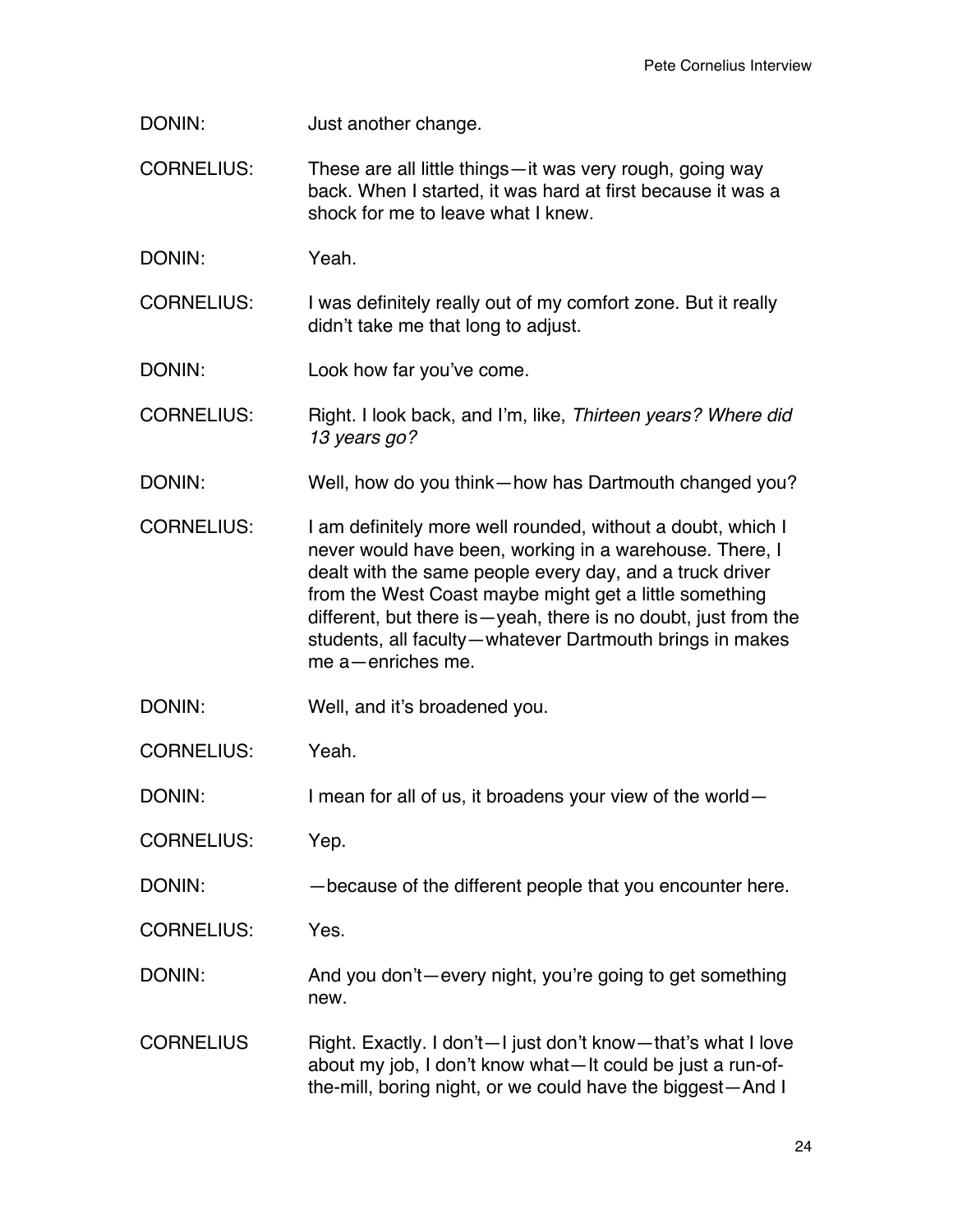DONIN: Just another change.

CORNELIUS: These are all little things—it was very rough, going way back. When I started, it was hard at first because it was a shock for me to leave what I knew.

DONIN: Yeah.

CORNELIUS: I was definitely really out of my comfort zone. But it really didn't take me that long to adjust.

DONIN: Look how far you've come.

CORNELIUS: Right. I look back, and I'm, like, *Thirteen years? Where did 13 years go?*

DONIN: Well, how do you think—how has Dartmouth changed you?

CORNELIUS: I am definitely more well rounded, without a doubt, which I never would have been, working in a warehouse. There, I dealt with the same people every day, and a truck driver from the West Coast maybe might get a little something different, but there is—yeah, there is no doubt, just from the students, all faculty—whatever Dartmouth brings in makes me a—enriches me.

DONIN: Well, and it's broadened you.

CORNELIUS: Yeah.

DONIN: I mean for all of us, it broadens your view of the world—

CORNELIUS: Yep.

DONIN: —because of the different people that you encounter here.

CORNELIUS: Yes.

DONIN: And you don't—every night, you're going to get something new.

CORNELIUS Right. Exactly. I don't—I just don't know—that's what I love about my job, I don't know what—It could be just a run-of-the-mill, boring night, or we could have the biggest—And I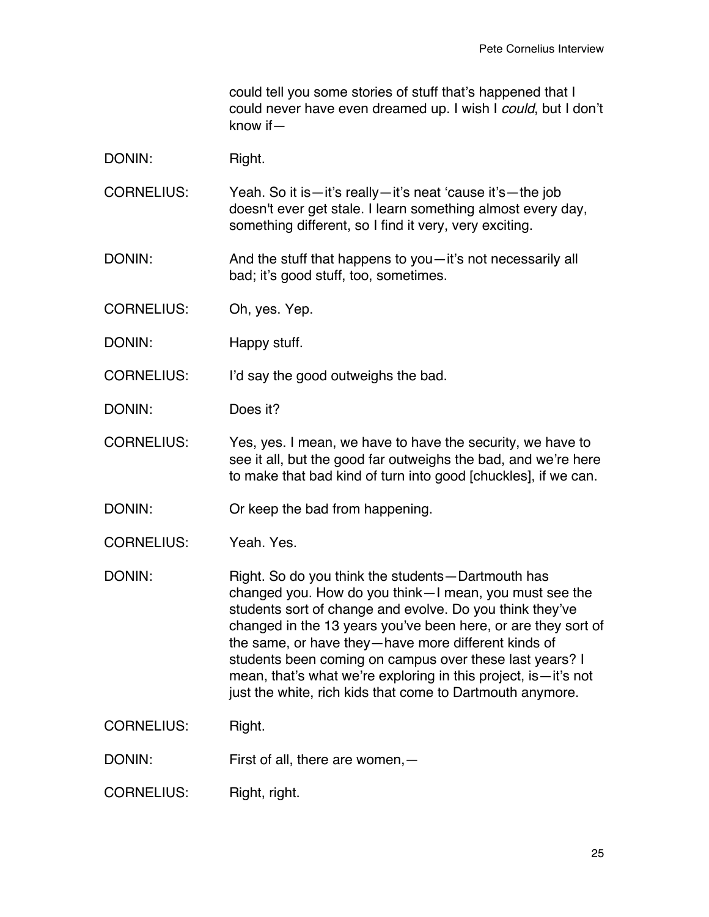could tell you some stories of stuff that's happened that I could never have even dreamed up. I wish I *could*, but I don't know if—

DONIN: Right.

CORNELIUS: Yeah. So it is—it's really—it's neat 'cause it's—the job doesn't ever get stale. I learn something almost every day, something different, so I find it very, very exciting.

DONIN: And the stuff that happens to you—it's not necessarily all bad; it's good stuff, too, sometimes.

CORNELIUS: Oh, yes. Yep.

DONIN: Happy stuff.

CORNELIUS: I'd say the good outweighs the bad.

DONIN: Does it?

CORNELIUS: Yes, yes. I mean, we have to have the security, we have to see it all, but the good far outweighs the bad, and we're here to make that bad kind of turn into good [chuckles], if we can.

DONIN: Or keep the bad from happening.

CORNELIUS: Yeah. Yes.

DONIN: Right. So do you think the students—Dartmouth has changed you. How do you think—I mean, you must see the students sort of change and evolve. Do you think they've changed in the 13 years you've been here, or are they sort of the same, or have they—have more different kinds of students been coming on campus over these last years? I mean, that's what we're exploring in this project, is—it's not just the white, rich kids that come to Dartmouth anymore.

CORNELIUS: Right.

DONIN: First of all, there are women,—

CORNELIUS: Right, right.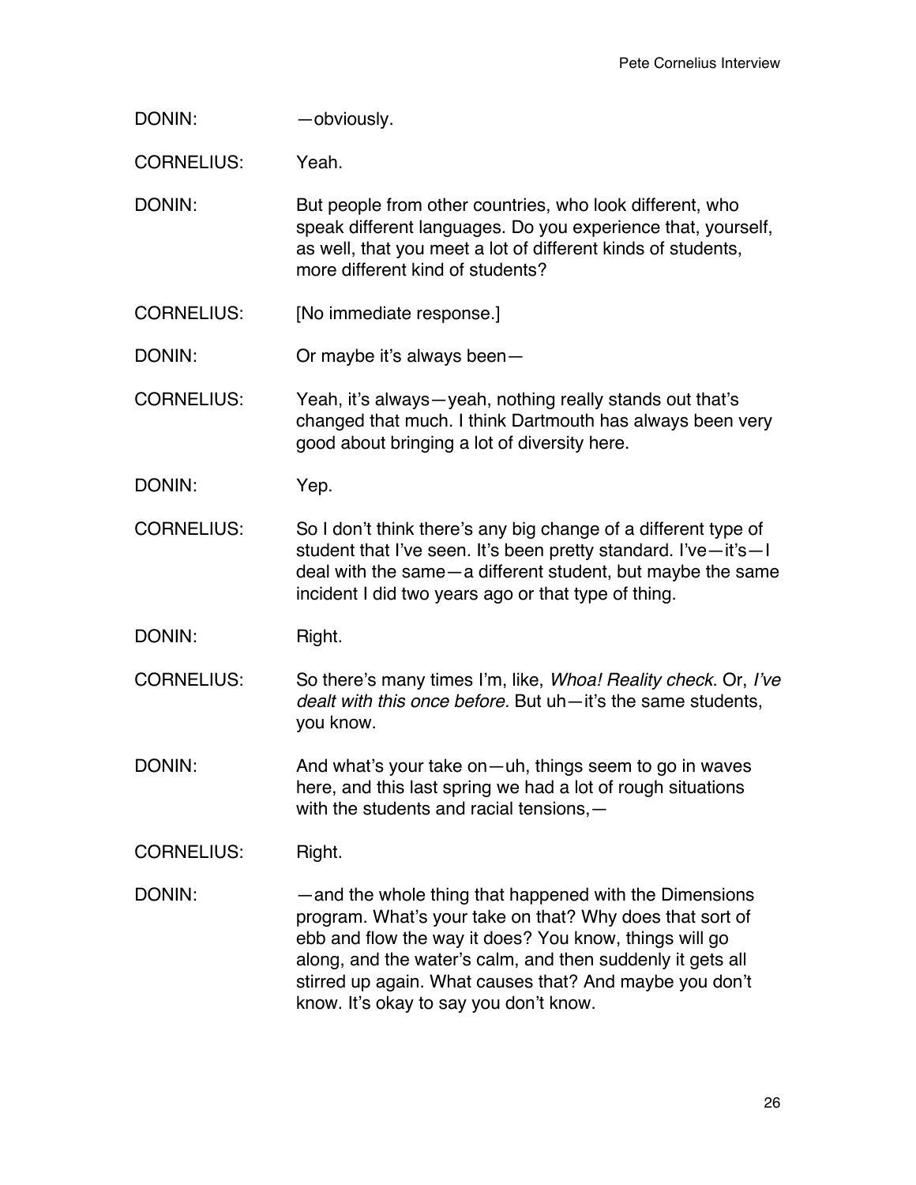DONIN: —obviously.

CORNELIUS: Yeah.

DONIN: But people from other countries, who look different, who speak different languages. Do you experience that, yourself, as well, that you meet a lot of different kinds of students, more different kind of students?

CORNELIUS: [No immediate response.]

DONIN: Or maybe it's always been—

CORNELIUS: Yeah, it's always—yeah, nothing really stands out that's changed that much. I think Dartmouth has always been very good about bringing a lot of diversity here.

DONIN: Yep.

CORNELIUS: So I don't think there's any big change of a different type of student that I've seen. It's been pretty standard. I've—it's—I deal with the same—a different student, but maybe the same incident I did two years ago or that type of thing.

DONIN: Right.

CORNELIUS: So there's many times I'm, like, *Whoa! Reality check*. Or, *I've dealt with this once before.* But uh—it's the same students, you know.

DONIN: And what's your take on—uh, things seem to go in waves here, and this last spring we had a lot of rough situations with the students and racial tensions,—

CORNELIUS: Right.

DONIN: —and the whole thing that happened with the Dimensions program. What's your take on that? Why does that sort of ebb and flow the way it does? You know, things will go along, and the water's calm, and then suddenly it gets all stirred up again. What causes that? And maybe you don't know. It's okay to say you don't know.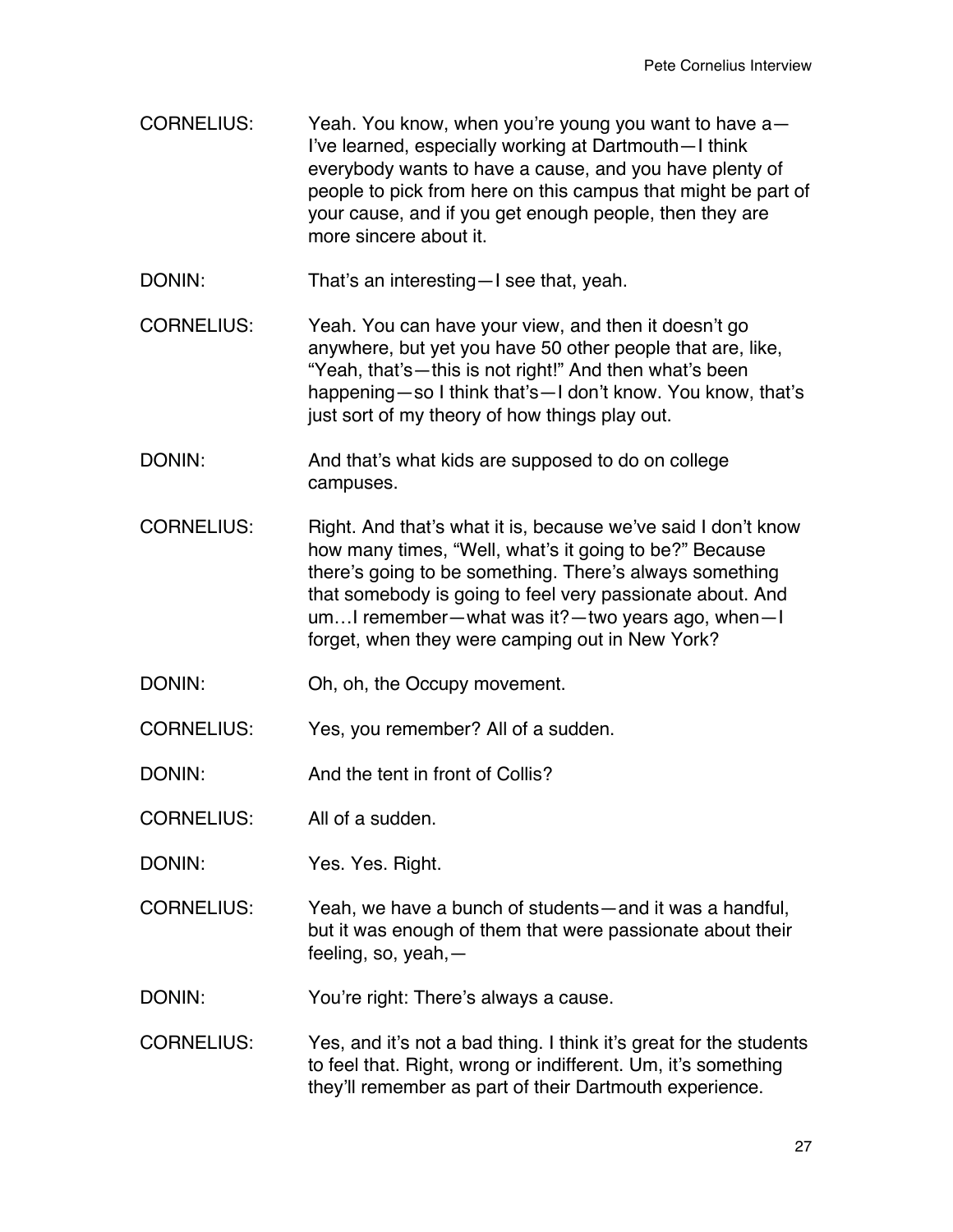CORNELIUS: Yeah. You know, when you're young you want to have a—I've learned, especially working at Dartmouth—I think everybody wants to have a cause, and you have plenty of people to pick from here on this campus that might be part of your cause, and if you get enough people, then they are more sincere about it.

DONIN: That's an interesting—I see that, yeah.

CORNELIUS: Yeah. You can have your view, and then it doesn't go anywhere, but yet you have 50 other people that are, like, "Yeah, that's—this is not right!" And then what's been happening—so I think that's—I don't know. You know, that's just sort of my theory of how things play out.

DONIN: And that's what kids are supposed to do on college campuses.

CORNELIUS: Right. And that's what it is, because we've said I don't know how many times, "Well, what's it going to be?" Because there's going to be something. There's always something that somebody is going to feel very passionate about. And um…I remember—what was it?—two years ago, when—I forget, when they were camping out in New York?

DONIN: Oh, oh, the Occupy movement.

CORNELIUS: Yes, you remember? All of a sudden.

DONIN: And the tent in front of Collis?

CORNELIUS: All of a sudden.

DONIN: Yes. Yes. Right.

CORNELIUS: Yeah, we have a bunch of students—and it was a handful, but it was enough of them that were passionate about their feeling, so, yeah,—

DONIN: You're right: There's always a cause.

CORNELIUS: Yes, and it's not a bad thing. I think it's great for the students to feel that. Right, wrong or indifferent. Um, it's something they'll remember as part of their Dartmouth experience.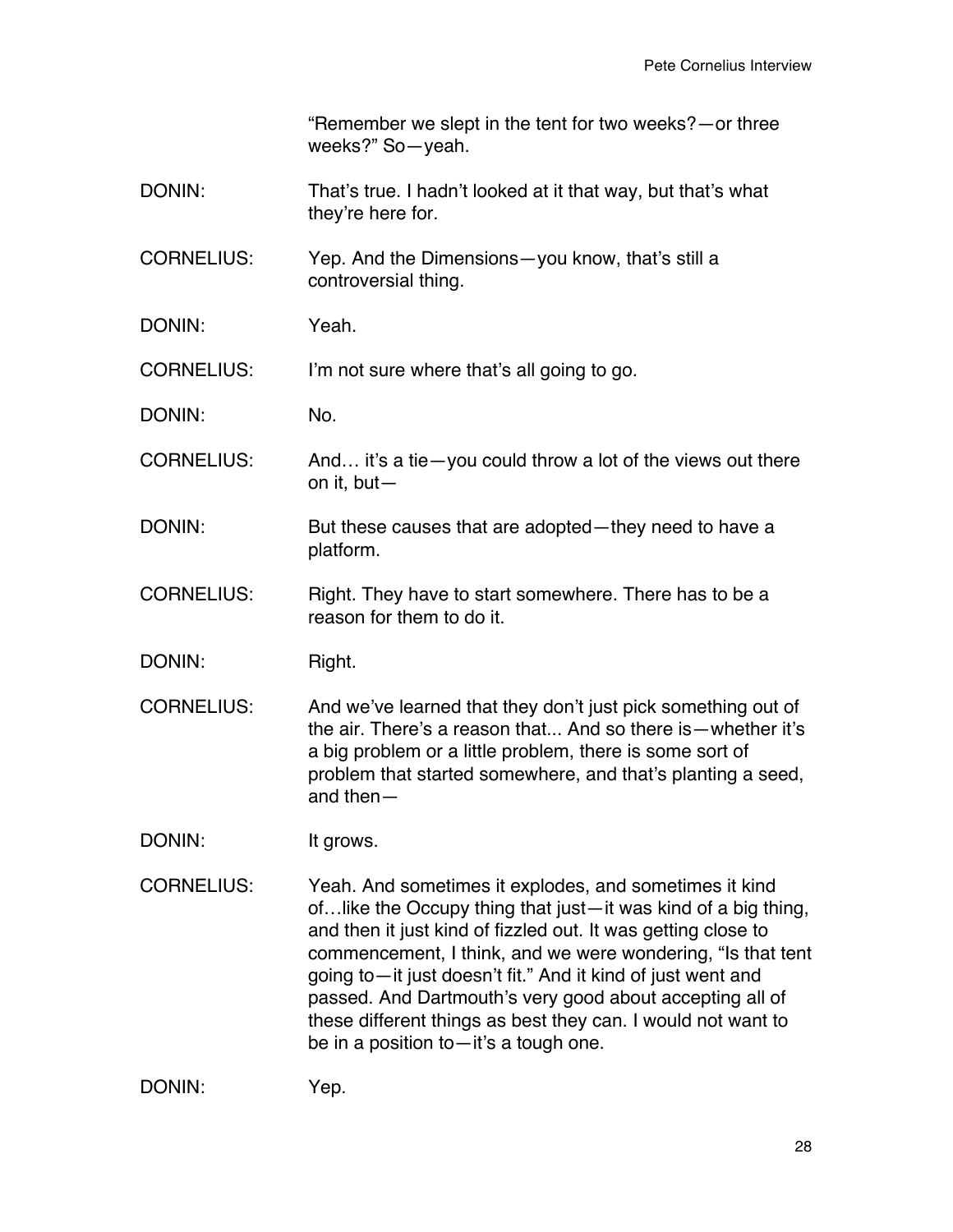"Remember we slept in the tent for two weeks?—or three weeks?" So—yeah.

DONIN: That's true. I hadn't looked at it that way, but that's what they're here for.

CORNELIUS: Yep. And the Dimensions—you know, that's still a controversial thing.

DONIN: Yeah.

CORNELIUS: I'm not sure where that's all going to go.

DONIN: No.

CORNELIUS: And… it's a tie—you could throw a lot of the views out there on it, but—

DONIN: But these causes that are adopted—they need to have a platform.

CORNELIUS: Right. They have to start somewhere. There has to be a reason for them to do it.

DONIN: Right.

CORNELIUS: And we've learned that they don't just pick something out of the air. There's a reason that... And so there is—whether it's a big problem or a little problem, there is some sort of problem that started somewhere, and that's planting a seed, and then—

DONIN: It grows.

CORNELIUS: Yeah. And sometimes it explodes, and sometimes it kind of…like the Occupy thing that just—it was kind of a big thing, and then it just kind of fizzled out. It was getting close to commencement, I think, and we were wondering, "Is that tent going to—it just doesn't fit." And it kind of just went and passed. And Dartmouth's very good about accepting all of these different things as best they can. I would not want to be in a position to—it's a tough one.

DONIN: Yep.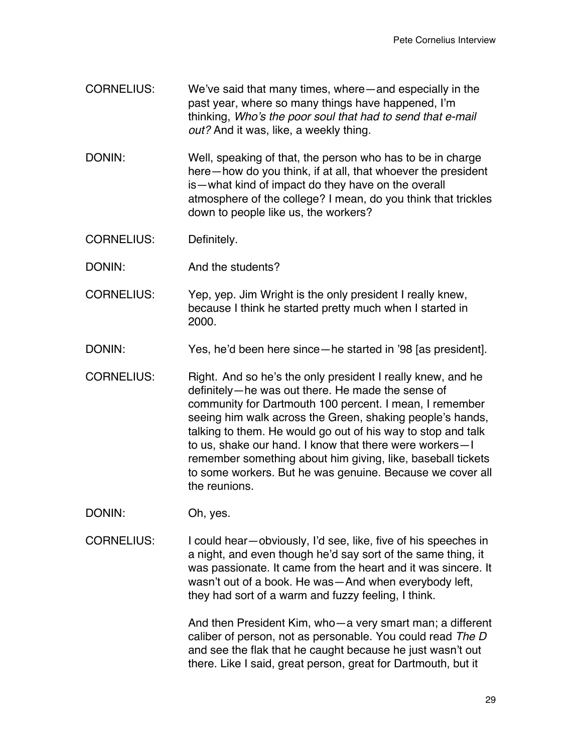CORNELIUS: We've said that many times, where—and especially in the past year, where so many things have happened, I'm thinking, *Who's the poor soul that had to send that e-mail out?* And it was, like, a weekly thing.

DONIN: Well, speaking of that, the person who has to be in charge here—how do you think, if at all, that whoever the president is—what kind of impact do they have on the overall atmosphere of the college? I mean, do you think that trickles down to people like us, the workers?

CORNELIUS: Definitely.

DONIN: And the students?

CORNELIUS: Yep, yep. Jim Wright is the only president I really knew, because I think he started pretty much when I started in 2000.

DONIN: Yes, he'd been here since—he started in '98 [as president].

CORNELIUS: Right. And so he's the only president I really knew, and he definitely—he was out there. He made the sense of community for Dartmouth 100 percent. I mean, I remember seeing him walk across the Green, shaking people's hands, talking to them. He would go out of his way to stop and talk to us, shake our hand. I know that there were workers—I remember something about him giving, like, baseball tickets to some workers. But he was genuine. Because we cover all the reunions.

DONIN: Oh, yes.

CORNELIUS: I could hear—obviously, I'd see, like, five of his speeches in a night, and even though he'd say sort of the same thing, it was passionate. It came from the heart and it was sincere. It wasn't out of a book. He was—And when everybody left, they had sort of a warm and fuzzy feeling, I think.

And then President Kim, who—a very smart man; a different caliber of person, not as personable. You could read *The D* and see the flak that he caught because he just wasn't out there. Like I said, great person, great for Dartmouth, but it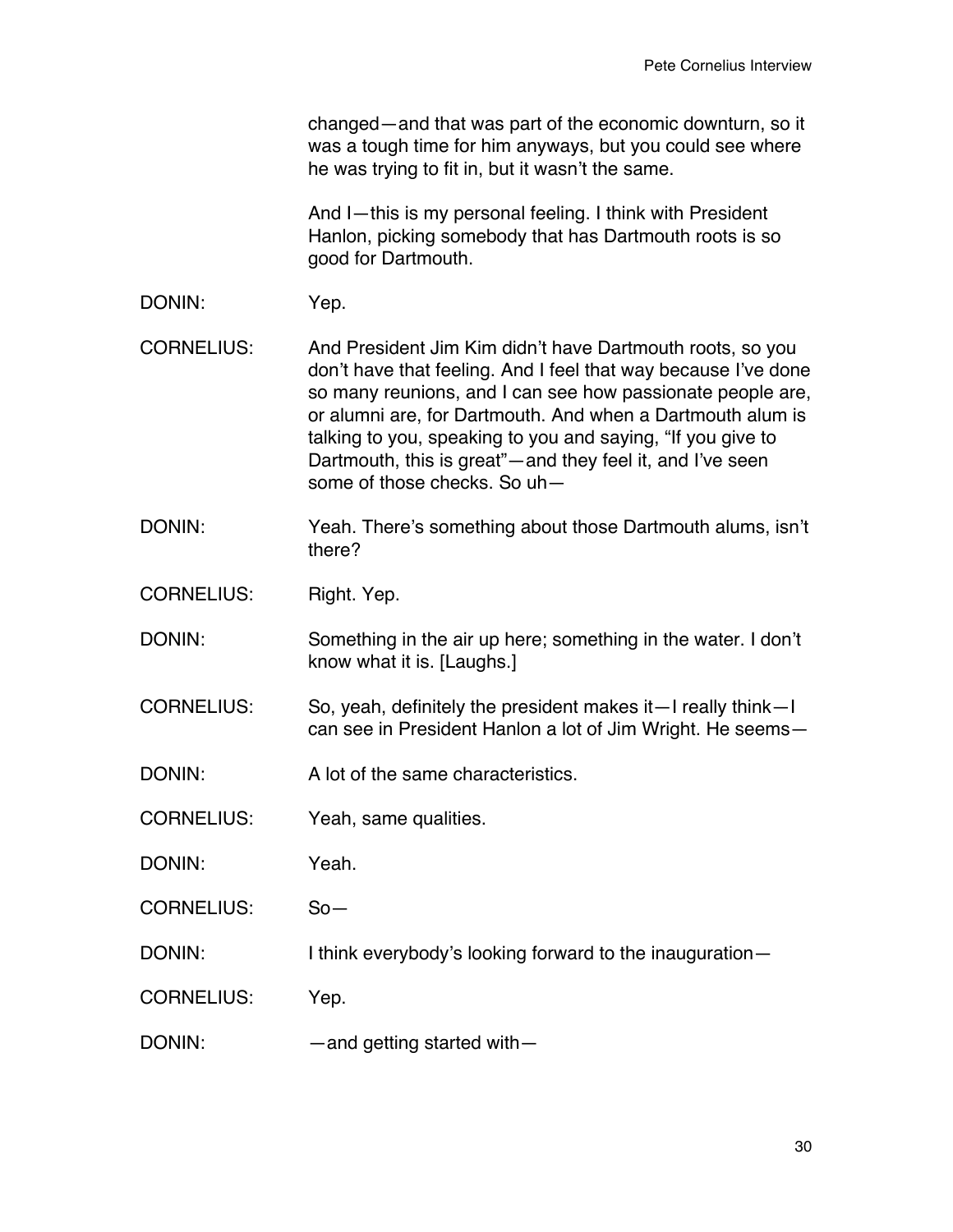changed—and that was part of the economic downturn, so it was a tough time for him anyways, but you could see where he was trying to fit in, but it wasn't the same.

And I—this is my personal feeling. I think with President Hanlon, picking somebody that has Dartmouth roots is so good for Dartmouth.

DONIN: Yep.

CORNELIUS: And President Jim Kim didn't have Dartmouth roots, so you don't have that feeling. And I feel that way because I've done so many reunions, and I can see how passionate people are, or alumni are, for Dartmouth. And when a Dartmouth alum is talking to you, speaking to you and saying, "If you give to Dartmouth, this is great"—and they feel it, and I've seen some of those checks. So uh—

DONIN: Yeah. There's something about those Dartmouth alums, isn't there?

CORNELIUS: Right. Yep.

DONIN: Something in the air up here; something in the water. I don't know what it is. [Laughs.]

CORNELIUS: So, yeah, definitely the president makes it—I really think—I can see in President Hanlon a lot of Jim Wright. He seems—

DONIN: A lot of the same characteristics.

CORNELIUS: Yeah, same qualities.

DONIN: Yeah.

CORNELIUS: So—

DONIN: I think everybody's looking forward to the inauguration—

CORNELIUS: Yep.

DONIN: —and getting started with—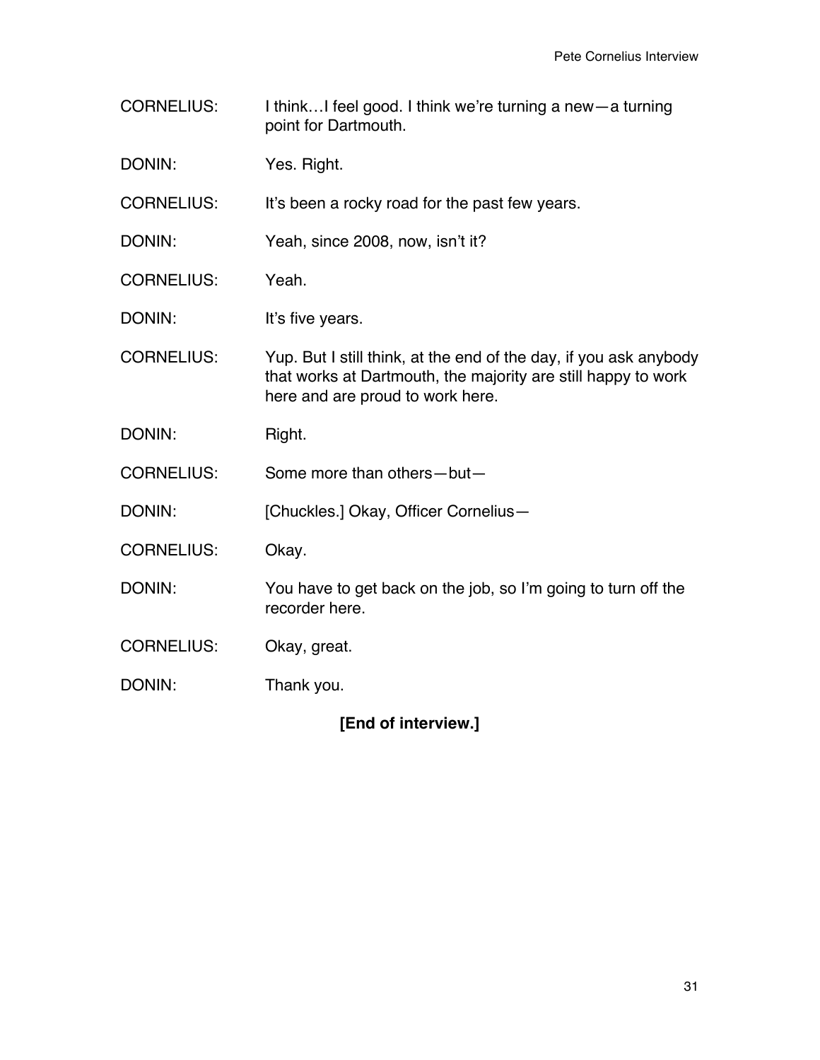CORNELIUS: I think…I feel good. I think we're turning a new—a turning point for Dartmouth.

DONIN: Yes. Right.

CORNELIUS: It's been a rocky road for the past few years.

DONIN: Yeah, since 2008, now, isn't it?

CORNELIUS: Yeah.

DONIN: It's five years.

CORNELIUS: Yup. But I still think, at the end of the day, if you ask anybody that works at Dartmouth, the majority are still happy to work here and are proud to work here.

DONIN: Right.

CORNELIUS: Some more than others—but—

DONIN: [Chuckles.] Okay, Officer Cornelius—

CORNELIUS: Okay.

DONIN: You have to get back on the job, so I'm going to turn off the recorder here.

CORNELIUS: Okay, great.

DONIN: Thank you.

**[End of interview.]**